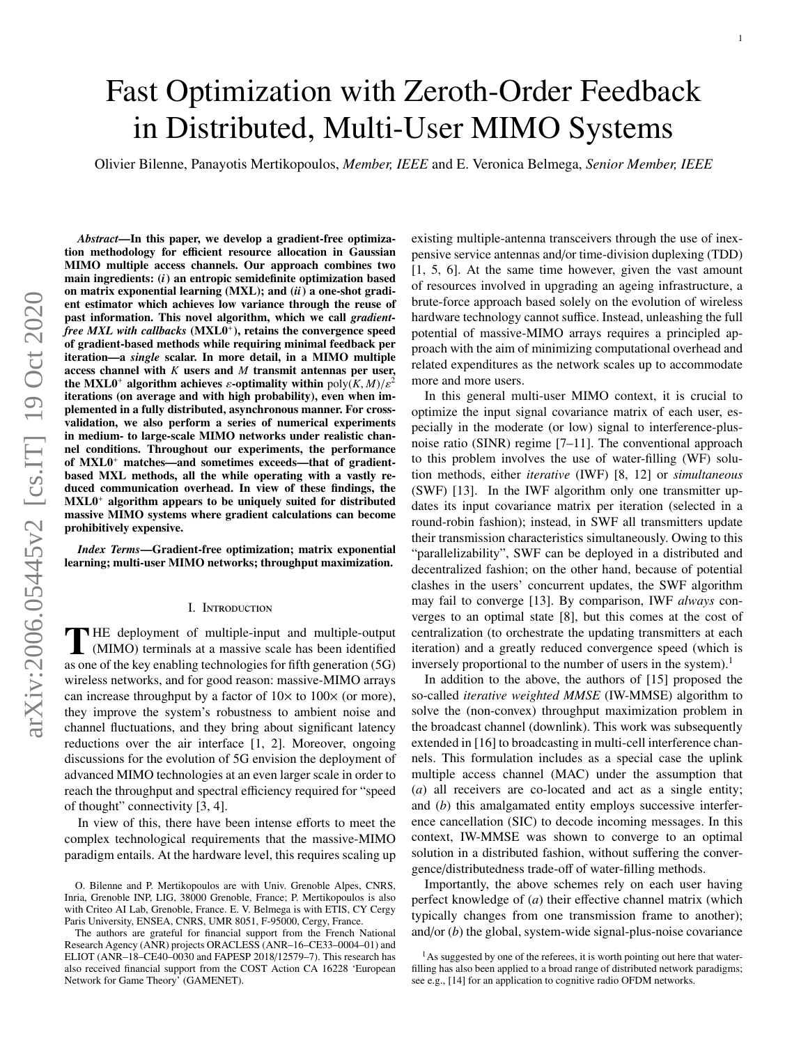# Fast Optimization with Zeroth-Order Feedback in Distributed, Multi-User MIMO Systems

Olivier Bilenne, Panayotis Mertikopoulos, *Member, IEEE* and E. Veronica Belmega, *Senior Member, IEEE*

***Abstract*—In this paper, we develop a gradient-free optimization methodology for efficient resource allocation in Gaussian MIMO multiple access channels. Our approach combines two main ingredients: (*i*) an entropic semidefinite optimization based on matrix exponential learning (MXL); and (*ii*) a one-shot gradient estimator which achieves low variance through the reuse of past information. This novel algorithm, which we call *gradient-free MXL with callbacks* (MXL0$^+$), retains the convergence speed of gradient-based methods while requiring minimal feedback per iteration—a *single* scalar. In more detail, in a MIMO multiple access channel with $K$ users and $M$ transmit antennas per user, the MXL0$^+$ algorithm achieves $\varepsilon$-optimality within $\text{poly}(K, M)/\varepsilon^2$ iterations (on average and with high probability), even when implemented in a fully distributed, asynchronous manner. For cross-validation, we also perform a series of numerical experiments in medium- to large-scale MIMO networks under realistic channel conditions. Throughout our experiments, the performance of MXL0$^+$ matches—and sometimes exceeds—that of gradient-based MXL methods, all the while operating with a vastly reduced communication overhead. In view of these findings, the MXL0$^+$ algorithm appears to be uniquely suited for distributed massive MIMO systems where gradient calculations can become prohibitively expensive.**

***Index Terms*—Gradient-free optimization; matrix exponential learning; multi-user MIMO networks; throughput maximization.**

## I. Introduction

The deployment of multiple-input and multiple-output (MIMO) terminals at a massive scale has been identified as one of the key enabling technologies for fifth generation (5G) wireless networks, and for good reason: massive-MIMO arrays can increase throughput by a factor of 10× to 100× (or more), they improve the system's robustness to ambient noise and channel fluctuations, and they bring about significant latency reductions over the air interface [1, 2]. Moreover, ongoing discussions for the evolution of 5G envision the deployment of advanced MIMO technologies at an even larger scale in order to reach the throughput and spectral efficiency required for "speed of thought" connectivity [3, 4].

In view of this, there have been intense efforts to meet the complex technological requirements that the massive-MIMO paradigm entails. At the hardware level, this requires scaling up existing multiple-antenna transceivers through the use of inexpensive service antennas and/or time-division duplexing (TDD) [1, 5, 6]. At the same time however, given the vast amount of resources involved in upgrading an ageing infrastructure, a brute-force approach based solely on the evolution of wireless hardware technology cannot suffice. Instead, unleashing the full potential of massive-MIMO arrays requires a principled approach with the aim of minimizing computational overhead and related expenditures as the network scales up to accommodate more and more users.

In this general multi-user MIMO context, it is crucial to optimize the input signal covariance matrix of each user, especially in the moderate (or low) signal to interference-plus-noise ratio (SINR) regime [7–11]. The conventional approach to this problem involves the use of water-filling (WF) solution methods, either *iterative* (IWF) [8, 12] or *simultaneous* (SWF) [13]. In the IWF algorithm only one transmitter updates its input covariance matrix per iteration (selected in a round-robin fashion); instead, in SWF all transmitters update their transmission characteristics simultaneously. Owing to this "parallelizability", SWF can be deployed in a distributed and decentralized fashion; on the other hand, because of potential clashes in the users' concurrent updates, the SWF algorithm may fail to converge [13]. By comparison, IWF *always* converges to an optimal state [8], but this comes at the cost of centralization (to orchestrate the updating transmitters at each iteration) and a greatly reduced convergence speed (which is inversely proportional to the number of users in the system).[1]

In addition to the above, the authors of [15] proposed the so-called *iterative weighted MMSE* (IW-MMSE) algorithm to solve the (non-convex) throughput maximization problem in the broadcast channel (downlink). This work was subsequently extended in [16] to broadcasting in multi-cell interference channels. This formulation includes as a special case the uplink multiple access channel (MAC) under the assumption that (*a*) all receivers are co-located and act as a single entity; and (*b*) this amalgamated entity employs successive interference cancellation (SIC) to decode incoming messages. In this context, IW-MMSE was shown to converge to an optimal solution in a distributed fashion, without suffering the convergence/distributedness trade-off of water-filling methods.

Importantly, the above schemes rely on each user having perfect knowledge of (*a*) their effective channel matrix (which typically changes from one transmission frame to another); and/or (*b*) the global, system-wide signal-plus-noise covariance

O. Bilenne and P. Mertikopoulos are with Univ. Grenoble Alpes, CNRS, Inria, Grenoble INP, LIG, 38000 Grenoble, France; P. Mertikopoulos is also with Criteo AI Lab, Grenoble, France. E. V. Belmega is with ETIS, CY Cergy Paris University, ENSEA, CNRS, UMR 8051, F-95000, Cergy, France.

The authors are grateful for financial support from the French National Research Agency (ANR) projects ORACLESS (ANR–16–CE33–0004–01) and ELIOT (ANR–18–CE40–0030 and FAPESP 2018/12579–7). This research has also received financial support from the COST Action CA 16228 'European Network for Game Theory' (GAMENET).

[1] As suggested by one of the referees, it is worth pointing out here that water-filling has also been applied to a broad range of distributed network paradigms; see e.g., [14] for an application to cognitive radio OFDM networks.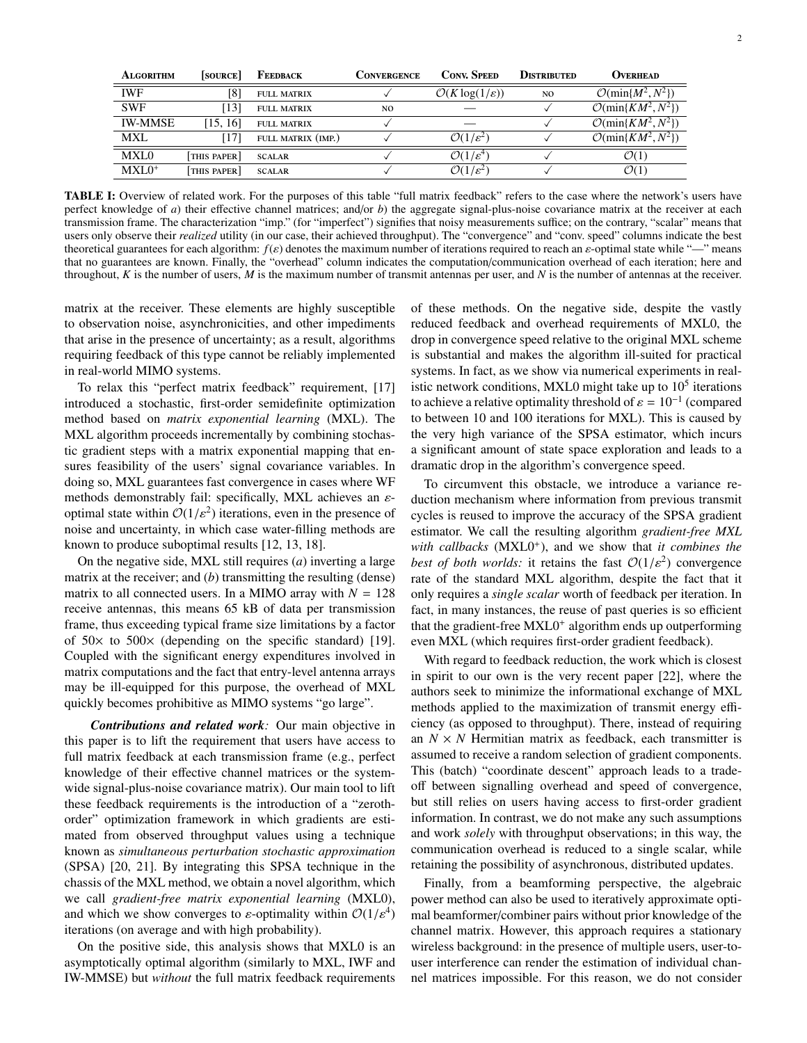| Algorithm | [source] | Feedback | Convergence | Conv. Speed | Distributed | Overhead |
|---|---|---|---|---|---|---|
| IWF | [8] | full matrix | ✓ | $\mathcal{O}(K \log(1/\varepsilon))$ | no | $\mathcal{O}(\min\{M^2, N^2\})$ |
| SWF | [13] | full matrix | no | — | ✓ | $\mathcal{O}(\min\{KM^2, N^2\})$ |
| IW-MMSE | [15, 16] | full matrix | ✓ | — | ✓ | $\mathcal{O}(\min\{KM^2, N^2\})$ |
| MXL | [17] | full matrix (imp.) | ✓ | $\mathcal{O}(1/\varepsilon^2)$ | ✓ | $\mathcal{O}(\min\{KM^2, N^2\})$ |
| MXL0 | [this paper] | scalar | ✓ | $\mathcal{O}(1/\varepsilon^4)$ | ✓ | $\mathcal{O}(1)$ |
| MXL0$^+$ | [this paper] | scalar | ✓ | $\mathcal{O}(1/\varepsilon^2)$ | ✓ | $\mathcal{O}(1)$ |

**TABLE I:** Overview of related work. For the purposes of this table "full matrix feedback" refers to the case where the network's users have perfect knowledge of *a*) their effective channel matrices; and/or *b*) the aggregate signal-plus-noise covariance matrix at the receiver at each transmission frame. The characterization "imp." (for "imperfect") signifies that noisy measurements suffice; on the contrary, "scalar" means that users only observe their *realized* utility (in our case, their achieved throughput). The "convergence" and "conv. speed" columns indicate the best theoretical guarantees for each algorithm: $f(\varepsilon)$ denotes the maximum number of iterations required to reach an $\varepsilon$-optimal state while "—" means that no guarantees are known. Finally, the "overhead" column indicates the computation/communication overhead of each iteration; here and throughout, $K$ is the number of users, $M$ is the maximum number of transmit antennas per user, and $N$ is the number of antennas at the receiver.

matrix at the receiver. These elements are highly susceptible to observation noise, asynchronicities, and other impediments that arise in the presence of uncertainty; as a result, algorithms requiring feedback of this type cannot be reliably implemented in real-world MIMO systems.

To relax this "perfect matrix feedback" requirement, [17] introduced a stochastic, first-order semidefinite optimization method based on *matrix exponential learning* (MXL). The MXL algorithm proceeds incrementally by combining stochastic gradient steps with a matrix exponential mapping that ensures feasibility of the users' signal covariance variables. In doing so, MXL guarantees fast convergence in cases where WF methods demonstrably fail: specifically, MXL achieves an $\varepsilon$-optimal state within $\mathcal{O}(1/\varepsilon^2)$ iterations, even in the presence of noise and uncertainty, in which case water-filling methods are known to produce suboptimal results [12, 13, 18].

On the negative side, MXL still requires (*a*) inverting a large matrix at the receiver; and (*b*) transmitting the resulting (dense) matrix to all connected users. In a MIMO array with $N = 128$ receive antennas, this means 65 kB of data per transmission frame, thus exceeding typical frame size limitations by a factor of 50× to 500× (depending on the specific standard) [19]. Coupled with the significant energy expenditures involved in matrix computations and the fact that entry-level antenna arrays may be ill-equipped for this purpose, the overhead of MXL quickly becomes prohibitive as MIMO systems "go large".

***Contributions and related work:*** Our main objective in this paper is to lift the requirement that users have access to full matrix feedback at each transmission frame (e.g., perfect knowledge of their effective channel matrices or the system-wide signal-plus-noise covariance matrix). Our main tool to lift these feedback requirements is the introduction of a "zeroth-order" optimization framework in which gradients are estimated from observed throughput values using a technique known as *simultaneous perturbation stochastic approximation* (SPSA) [20, 21]. By integrating this SPSA technique in the chassis of the MXL method, we obtain a novel algorithm, which we call *gradient-free matrix exponential learning* (MXL0), and which we show converges to $\varepsilon$-optimality within $\mathcal{O}(1/\varepsilon^4)$ iterations (on average and with high probability).

On the positive side, this analysis shows that MXL0 is an asymptotically optimal algorithm (similarly to MXL, IWF and IW-MMSE) but *without* the full matrix feedback requirements of these methods. On the negative side, despite the vastly reduced feedback and overhead requirements of MXL0, the drop in convergence speed relative to the original MXL scheme is substantial and makes the algorithm ill-suited for practical systems. In fact, as we show via numerical experiments in realistic network conditions, MXL0 might take up to $10^5$ iterations to achieve a relative optimality threshold of $\varepsilon = 10^{-1}$ (compared to between 10 and 100 iterations for MXL). This is caused by the very high variance of the SPSA estimator, which incurs a significant amount of state space exploration and leads to a dramatic drop in the algorithm's convergence speed.

To circumvent this obstacle, we introduce a variance reduction mechanism where information from previous transmit cycles is reused to improve the accuracy of the SPSA gradient estimator. We call the resulting algorithm *gradient-free MXL with callbacks* (MXL0$^+$), and we show that *it combines the best of both worlds:* it retains the fast $\mathcal{O}(1/\varepsilon^2)$ convergence rate of the standard MXL algorithm, despite the fact that it only requires a *single scalar* worth of feedback per iteration. In fact, in many instances, the reuse of past queries is so efficient that the gradient-free MXL0$^+$ algorithm ends up outperforming even MXL (which requires first-order gradient feedback).

With regard to feedback reduction, the work which is closest in spirit to our own is the very recent paper [22], where the authors seek to minimize the informational exchange of MXL methods applied to the maximization of transmit energy efficiency (as opposed to throughput). There, instead of requiring an $N \times N$ Hermitian matrix as feedback, each transmitter is assumed to receive a random selection of gradient components. This (batch) "coordinate descent" approach leads to a trade-off between signalling overhead and speed of convergence, but still relies on users having access to first-order gradient information. In contrast, we do not make any such assumptions and work *solely* with throughput observations; in this way, the communication overhead is reduced to a single scalar, while retaining the possibility of asynchronous, distributed updates.

Finally, from a beamforming perspective, the algebraic power method can also be used to iteratively approximate optimal beamformer/combiner pairs without prior knowledge of the channel matrix. However, this approach requires a stationary wireless background: in the presence of multiple users, user-to-user interference can render the estimation of individual channel matrices impossible. For this reason, we do not consider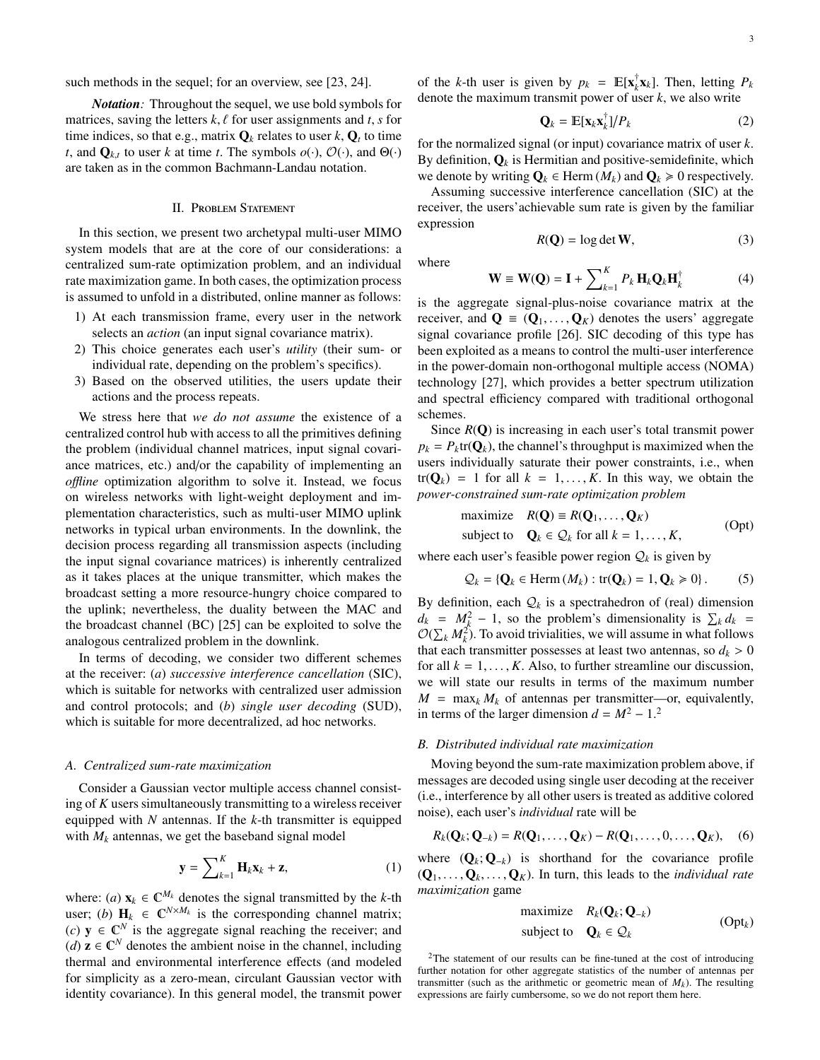such methods in the sequel; for an overview, see [23, 24].

***Notation:*** Throughout the sequel, we use bold symbols for matrices, saving the letters $k, \ell$ for user assignments and $t, s$ for time indices, so that e.g., matrix $\mathbf{Q}_k$ relates to user $k$, $\mathbf{Q}_t$ to time $t$, and $\mathbf{Q}_{k,t}$ to user $k$ at time $t$. The symbols $o(\cdot)$, $\mathcal{O}(\cdot)$, and $\Theta(\cdot)$ are taken as in the common Bachmann-Landau notation.

## II. Problem Statement

In this section, we present two archetypal multi-user MIMO system models that are at the core of our considerations: a centralized sum-rate optimization problem, and an individual rate maximization game. In both cases, the optimization process is assumed to unfold in a distributed, online manner as follows:

1) At each transmission frame, every user in the network selects an *action* (an input signal covariance matrix).
2) This choice generates each user's *utility* (their sum- or individual rate, depending on the problem's specifics).
3) Based on the observed utilities, the users update their actions and the process repeats.

We stress here that *we do not assume* the existence of a centralized control hub with access to all the primitives defining the problem (individual channel matrices, input signal covariance matrices, etc.) and/or the capability of implementing an *offline* optimization algorithm to solve it. Instead, we focus on wireless networks with light-weight deployment and implementation characteristics, such as multi-user MIMO uplink networks in typical urban environments. In the downlink, the decision process regarding all transmission aspects (including the input signal covariance matrices) is inherently centralized as it takes places at the unique transmitter, which makes the broadcast setting a more resource-hungry choice compared to the uplink; nevertheless, the duality between the MAC and the broadcast channel (BC) [25] can be exploited to solve the analogous centralized problem in the downlink.

In terms of decoding, we consider two different schemes at the receiver: (*a*) *successive interference cancellation* (SIC), which is suitable for networks with centralized user admission and control protocols; and (*b*) *single user decoding* (SUD), which is suitable for more decentralized, ad hoc networks.

### A. Centralized sum-rate maximization

Consider a Gaussian vector multiple access channel consisting of $K$ users simultaneously transmitting to a wireless receiver equipped with $N$ antennas. If the $k$-th transmitter is equipped with $M_k$ antennas, we get the baseband signal model

$$\mathbf{y} = \sum\nolimits_{k=1}^{K} \mathbf{H}_k \mathbf{x}_k + \mathbf{z}, \tag{1}$$

where: (*a*) $\mathbf{x}_k \in \mathbb{C}^{M_k}$ denotes the signal transmitted by the $k$-th user; (*b*) $\mathbf{H}_k \in \mathbb{C}^{N \times M_k}$ is the corresponding channel matrix; (*c*) $\mathbf{y} \in \mathbb{C}^N$ is the aggregate signal reaching the receiver; and (*d*) $\mathbf{z} \in \mathbb{C}^N$ denotes the ambient noise in the channel, including thermal and environmental interference effects (and modeled for simplicity as a zero-mean, circulant Gaussian vector with identity covariance). In this general model, the transmit power of the $k$-th user is given by $p_k = \mathbb{E}[\mathbf{x}_k^\dagger \mathbf{x}_k]$. Then, letting $P_k$ denote the maximum transmit power of user $k$, we also write

$$\mathbf{Q}_k = \mathbb{E}[\mathbf{x}_k \mathbf{x}_k^\dagger]/P_k \tag{2}$$

for the normalized signal (or input) covariance matrix of user $k$. By definition, $\mathbf{Q}_k$ is Hermitian and positive-semidefinite, which we denote by writing $\mathbf{Q}_k \in \operatorname{Herm}(M_k)$ and $\mathbf{Q}_k \succcurlyeq 0$ respectively.

Assuming successive interference cancellation (SIC) at the receiver, the users' achievable sum rate is given by the familiar expression

$$R(\mathbf{Q}) = \log\det \mathbf{W}, \tag{3}$$

where

$$\mathbf{W} \equiv \mathbf{W}(\mathbf{Q}) = \mathbf{I} + \sum\nolimits_{k=1}^{K} P_k \mathbf{H}_k \mathbf{Q}_k \mathbf{H}_k^\dagger \tag{4}$$

is the aggregate signal-plus-noise covariance matrix at the receiver, and $\mathbf{Q} \equiv (\mathbf{Q}_1, \dots, \mathbf{Q}_K)$ denotes the users' aggregate signal covariance profile [26]. SIC decoding of this type has been exploited as a means to control the multi-user interference in the power-domain non-orthogonal multiple access (NOMA) technology [27], which provides a better spectrum utilization and spectral efficiency compared with traditional orthogonal schemes.

Since $R(\mathbf{Q})$ is increasing in each user's total transmit power $p_k = P_k \operatorname{tr}(\mathbf{Q}_k)$, the channel's throughput is maximized when the users individually saturate their power constraints, i.e., when $\operatorname{tr}(\mathbf{Q}_k) = 1$ for all $k = 1, \dots, K$. In this way, we obtain the *power-constrained sum-rate optimization problem*

$$\begin{aligned} &\text{maximize} && R(\mathbf{Q}) \equiv R(\mathbf{Q}_1, \dots, \mathbf{Q}_K) \\ &\text{subject to} && \mathbf{Q}_k \in \mathcal{Q}_k \text{ for all } k = 1, \dots, K, \end{aligned} \tag{Opt}$$

where each user's feasible power region $\mathcal{Q}_k$ is given by

$$\mathcal{Q}_k = \{\mathbf{Q}_k \in \operatorname{Herm}(M_k) : \operatorname{tr}(\mathbf{Q}_k) = 1, \mathbf{Q}_k \succcurlyeq 0\}. \tag{5}$$

By definition, each $\mathcal{Q}_k$ is a spectrahedron of (real) dimension $d_k = M_k^2 - 1$, so the problem's dimensionality is $\sum_k d_k = \mathcal{O}(\sum_k M_k^2)$. To avoid trivialities, we will assume in what follows that each transmitter possesses at least two antennas, so $d_k > 0$ for all $k = 1, \dots, K$. Also, to further streamline our discussion, we will state our results in terms of the maximum number $M = \max_k M_k$ of antennas per transmitter—or, equivalently, in terms of the larger dimension $d = M^2 - 1$.[2]

### B. Distributed individual rate maximization

Moving beyond the sum-rate maximization problem above, if messages are decoded using single user decoding at the receiver (i.e., interference by all other users is treated as additive colored noise), each user's *individual* rate will be

$$R_k(\mathbf{Q}_k; \mathbf{Q}_{-k}) = R(\mathbf{Q}_1, \dots, \mathbf{Q}_K) - R(\mathbf{Q}_1, \dots, 0, \dots, \mathbf{Q}_K), \tag{6}$$

where $(\mathbf{Q}_k; \mathbf{Q}_{-k})$ is shorthand for the covariance profile $(\mathbf{Q}_1, \dots, \mathbf{Q}_k, \dots, \mathbf{Q}_K)$. In turn, this leads to the *individual rate maximization* game

$$\begin{aligned} &\text{maximize} && R_k(\mathbf{Q}_k; \mathbf{Q}_{-k}) \\ &\text{subject to} && \mathbf{Q}_k \in \mathcal{Q}_k \end{aligned} \tag{Opt$_k$}$$

[2] The statement of our results can be fine-tuned at the cost of introducing further notation for other aggregate statistics of the number of antennas per transmitter (such as the arithmetic or geometric mean of $M_k$). The resulting expressions are fairly cumbersome, so we do not report them here.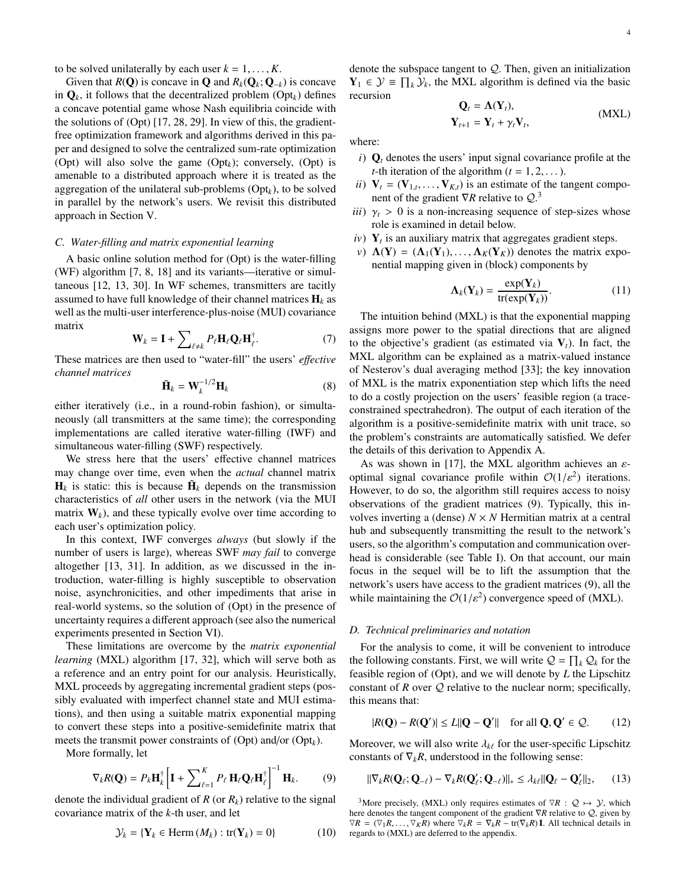to be solved unilaterally by each user $k = 1, \dots, K$.

Given that $R(\mathbf{Q})$ is concave in $\mathbf{Q}$ and $R_k(\mathbf{Q}_k; \mathbf{Q}_{-k})$ is concave in $\mathbf{Q}_k$, it follows that the decentralized problem (Opt$_k$) defines a concave potential game whose Nash equilibria coincide with the solutions of (Opt) [17, 28, 29]. In view of this, the gradient-free optimization framework and algorithms derived in this paper and designed to solve the centralized sum-rate optimization (Opt) will also solve the game (Opt$_k$); conversely, (Opt) is amenable to a distributed approach where it is treated as the aggregation of the unilateral sub-problems (Opt$_k$), to be solved in parallel by the network's users. We revisit this distributed approach in Section V.

### C. Water-filling and matrix exponential learning

A basic online solution method for (Opt) is the water-filling (WF) algorithm [7, 8, 18] and its variants—iterative or simultaneous [12, 13, 30]. In WF schemes, transmitters are tacitly assumed to have full knowledge of their channel matrices $\mathbf{H}_k$ as well as the multi-user interference-plus-noise (MUI) covariance matrix

$$\mathbf{W}_k = \mathbf{I} + \sum\nolimits_{\ell \neq k} P_\ell \mathbf{H}_\ell \mathbf{Q}_\ell \mathbf{H}_\ell^\dagger. \tag{7}$$

These matrices are then used to "water-fill" the users' *effective channel matrices*

$$\tilde{\mathbf{H}}_k = \mathbf{W}_k^{-1/2} \mathbf{H}_k \tag{8}$$

either iteratively (i.e., in a round-robin fashion), or simultaneously (all transmitters at the same time); the corresponding implementations are called iterative water-filling (IWF) and simultaneous water-filling (SWF) respectively.

We stress here that the users' effective channel matrices may change over time, even when the *actual* channel matrix $\mathbf{H}_k$ is static: this is because $\tilde{\mathbf{H}}_k$ depends on the transmission characteristics of *all* other users in the network (via the MUI matrix $\mathbf{W}_k$), and these typically evolve over time according to each user's optimization policy.

In this context, IWF converges *always* (but slowly if the number of users is large), whereas SWF *may fail* to converge altogether [13, 31]. In addition, as we discussed in the introduction, water-filling is highly susceptible to observation noise, asynchronicities, and other impediments that arise in real-world systems, so the solution of (Opt) in the presence of uncertainty requires a different approach (see also the numerical experiments presented in Section VI).

These limitations are overcome by the *matrix exponential learning* (MXL) algorithm [17, 32], which will serve both as a reference and an entry point for our analysis. Heuristically, MXL proceeds by aggregating incremental gradient steps (possibly evaluated with imperfect channel state and MUI estimations), and then using a suitable matrix exponential mapping to convert these steps into a positive-semidefinite matrix that meets the transmit power constraints of (Opt) and/or (Opt$_k$).

More formally, let

$$\nabla_k R(\mathbf{Q}) = P_k \mathbf{H}_k^\dagger \left[ \mathbf{I} + \sum\nolimits_{\ell=1}^{K} P_\ell \, \mathbf{H}_\ell \mathbf{Q}_\ell \mathbf{H}_\ell^\dagger \right]^{-1} \mathbf{H}_k. \tag{9}$$

denote the individual gradient of $R$ (or $R_k$) relative to the signal covariance matrix of the $k$-th user, and let

$$\mathcal{Y}_k = \{\mathbf{Y}_k \in \operatorname{Herm}(M_k) : \operatorname{tr}(\mathbf{Y}_k) = 0\} \tag{10}$$

denote the subspace tangent to $\mathcal{Q}$. Then, given an initialization $\mathbf{Y}_1 \in \mathcal{Y} \equiv \prod_k \mathcal{Y}_k$, the MXL algorithm is defined via the basic recursion

$$\begin{aligned} \mathbf{Q}_t &= \mathbf{\Lambda}(\mathbf{Y}_t), \\ \mathbf{Y}_{t+1} &= \mathbf{Y}_t + \gamma_t \mathbf{V}_t, \end{aligned} \tag{MXL}$$

where:

*i)* $\mathbf{Q}_t$ denotes the users' input signal covariance profile at the $t$-th iteration of the algorithm ($t = 1, 2, \dots$).

*ii)* $\mathbf{V}_t = (\mathbf{V}_{1,t}, \dots, \mathbf{V}_{K,t})$ is an estimate of the tangent component of the gradient $\nabla R$ relative to $\mathcal{Q}$.[3]

*iii)* $\gamma_t > 0$ is a non-increasing sequence of step-sizes whose role is examined in detail below.

*iv)* $\mathbf{Y}_t$ is an auxiliary matrix that aggregates gradient steps.

*v)* $\mathbf{\Lambda}(\mathbf{Y}) = (\mathbf{\Lambda}_1(\mathbf{Y}_1), \dots, \mathbf{\Lambda}_K(\mathbf{Y}_K))$ denotes the matrix exponential mapping given in (block) components by

$$\mathbf{\Lambda}_k(\mathbf{Y}_k) = \frac{\exp(\mathbf{Y}_k)}{\operatorname{tr}(\exp(\mathbf{Y}_k))}. \tag{11}$$

The intuition behind (MXL) is that the exponential mapping assigns more power to the spatial directions that are aligned to the objective's gradient (as estimated via $\mathbf{V}_t$). In fact, the MXL algorithm can be explained as a matrix-valued instance of Nesterov's dual averaging method [33]; the key innovation of MXL is the matrix exponentiation step which lifts the need to do a costly projection on the users' feasible region (a trace-constrained spectrahedron). The output of each iteration of the algorithm is a positive-semidefinite matrix with unit trace, so the problem's constraints are automatically satisfied. We defer the details of this derivation to Appendix A.

As was shown in [17], the MXL algorithm achieves an $\varepsilon$-optimal signal covariance profile within $\mathcal{O}(1/\varepsilon^2)$ iterations. However, to do so, the algorithm still requires access to noisy observations of the gradient matrices (9). Typically, this involves inverting a (dense) $N \times N$ Hermitian matrix at a central hub and subsequently transmitting the result to the network's users, so the algorithm's computation and communication overhead is considerable (see Table I). On that account, our main focus in the sequel will be to lift the assumption that the network's users have access to the gradient matrices (9), all the while maintaining the $\mathcal{O}(1/\varepsilon^2)$ convergence speed of (MXL).

### D. Technical preliminaries and notation

For the analysis to come, it will be convenient to introduce the following constants. First, we will write $\mathcal{Q} = \prod_k \mathcal{Q}_k$ for the feasible region of (Opt), and we will denote by $L$ the Lipschitz constant of $R$ over $\mathcal{Q}$ relative to the nuclear norm; specifically, this means that:

$$|R(\mathbf{Q}) - R(\mathbf{Q}')| \leq L \|\mathbf{Q} - \mathbf{Q}'\| \quad \text{for all } \mathbf{Q}, \mathbf{Q}' \in \mathcal{Q}. \tag{12}$$

Moreover, we will also write $\lambda_{k\ell}$ for the user-specific Lipschitz constants of $\nabla_k R$, understood in the following sense:

$$\|\nabla_k R(\mathbf{Q}_\ell; \mathbf{Q}_{-\ell}) - \nabla_k R(\mathbf{Q}'_\ell; \mathbf{Q}_{-\ell})\|_* \leq \lambda_{k\ell} \|\mathbf{Q}_\ell - \mathbf{Q}'_\ell\|_2, \tag{13}$$

[3] More precisely, (MXL) only requires estimates of $\nabla R : \mathcal{Q} \mapsto \mathcal{Y}$, which here denotes the tangent component of the gradient $\nabla R$ relative to $\mathcal{Q}$, given by $\nabla R = (\nabla_1 R, \dots, \nabla_K R)$ where $\nabla_k R = \nabla_k R - \operatorname{tr}(\nabla_k R)\,\mathbf{I}$. All technical details in regards to (MXL) are deferred to the appendix.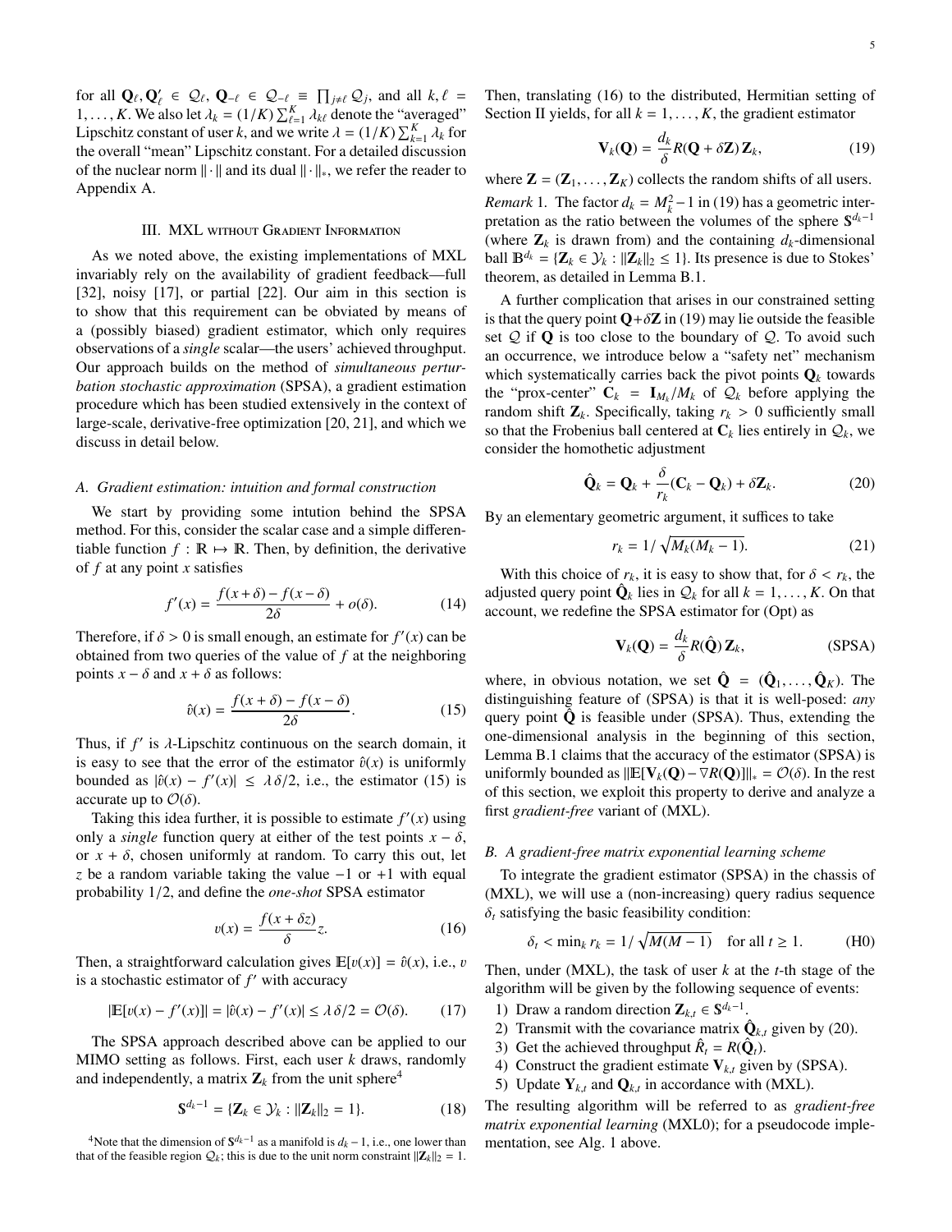for all $\mathbf{Q}_\ell, \mathbf{Q}'_\ell \in \mathcal{Q}_\ell$, $\mathbf{Q}_{-\ell} \in \mathcal{Q}_{-\ell} \equiv \prod_{j\neq\ell} \mathcal{Q}_j$, and all $k, \ell = 1, \dots, K$. We also let $\lambda_k = (1/K)\sum_{\ell=1}^K \lambda_{k\ell}$ denote the "averaged" Lipschitz constant of user $k$, and we write $\lambda = (1/K)\sum_{k=1}^K \lambda_k$ for the overall "mean" Lipschitz constant. For a detailed discussion of the nuclear norm $\|\cdot\|$ and its dual $\|\cdot\|_*$, we refer the reader to Appendix A.

## III. MXL without Gradient Information

As we noted above, the existing implementations of MXL invariably rely on the availability of gradient feedback—full [32], noisy [17], or partial [22]. Our aim in this section is to show that this requirement can be obviated by means of a (possibly biased) gradient estimator, which only requires observations of a *single* scalar—the users' achieved throughput. Our approach builds on the method of *simultaneous perturbation stochastic approximation* (SPSA), a gradient estimation procedure which has been studied extensively in the context of large-scale, derivative-free optimization [20, 21], and which we discuss in detail below.

### A. Gradient estimation: intuition and formal construction

We start by providing some intution behind the SPSA method. For this, consider the scalar case and a simple differentiable function $f : \mathbb{R} \mapsto \mathbb{R}$. Then, by definition, the derivative of $f$ at any point $x$ satisfies

$$f'(x) = \frac{f(x+\delta) - f(x-\delta)}{2\delta} + o(\delta). \tag{14}$$

Therefore, if $\delta > 0$ is small enough, an estimate for $f'(x)$ can be obtained from two queries of the value of $f$ at the neighboring points $x - \delta$ and $x + \delta$ as follows:

$$\hat{v}(x) = \frac{f(x+\delta) - f(x-\delta)}{2\delta}. \tag{15}$$

Thus, if $f'$ is $\lambda$-Lipschitz continuous on the search domain, it is easy to see that the error of the estimator $\hat{v}(x)$ is uniformly bounded as $|\hat{v}(x) - f'(x)| \leq \lambda\,\delta/2$, i.e., the estimator (15) is accurate up to $\mathcal{O}(\delta)$.

Taking this idea further, it is possible to estimate $f'(x)$ using only a *single* function query at either of the test points $x - \delta$, or $x + \delta$, chosen uniformly at random. To carry this out, let $z$ be a random variable taking the value $-1$ or $+1$ with equal probability $1/2$, and define the *one-shot* SPSA estimator

$$v(x) = \frac{f(x + \delta z)}{\delta} z. \tag{16}$$

Then, a straightforward calculation gives $\mathbb{E}[v(x)] = \hat{v}(x)$, i.e., $v$ is a stochastic estimator of $f'$ with accuracy

$$|\mathbb{E}[v(x) - f'(x)]| = |\hat{v}(x) - f'(x)| \leq \lambda\,\delta/2 = \mathcal{O}(\delta). \tag{17}$$

The SPSA approach described above can be applied to our MIMO setting as follows. First, each user $k$ draws, randomly and independently, a matrix $\mathbf{Z}_k$ from the unit sphere[4]

$$\mathbb{S}^{d_k-1} = \{\mathbf{Z}_k \in \mathcal{Y}_k : \|\mathbf{Z}_k\|_2 = 1\}. \tag{18}$$

[4] Note that the dimension of $\mathbb{S}^{d_k-1}$ as a manifold is $d_k - 1$, i.e., one lower than that of the feasible region $\mathcal{Q}_k$; this is due to the unit norm constraint $\|\mathbf{Z}_k\|_2 = 1$.

Then, translating (16) to the distributed, Hermitian setting of Section II yields, for all $k = 1, \dots, K$, the gradient estimator

$$\mathbf{V}_k(\mathbf{Q}) = \frac{d_k}{\delta} R(\mathbf{Q} + \delta\mathbf{Z})\,\mathbf{Z}_k, \tag{19}$$

where $\mathbf{Z} = (\mathbf{Z}_1, \dots, \mathbf{Z}_K)$ collects the random shifts of all users.

*Remark* 1. The factor $d_k = M_k^2 - 1$ in (19) has a geometric interpretation as the ratio between the volumes of the sphere $\mathbb{S}^{d_k-1}$ (where $\mathbf{Z}_k$ is drawn from) and the containing $d_k$-dimensional ball $\mathbb{B}^{d_k} = \{\mathbf{Z}_k \in \mathcal{Y}_k : \|\mathbf{Z}_k\|_2 \leq 1\}$. Its presence is due to Stokes' theorem, as detailed in Lemma B.1.

A further complication that arises in our constrained setting is that the query point $\mathbf{Q}+\delta\mathbf{Z}$ in (19) may lie outside the feasible set $\mathcal{Q}$ if $\mathbf{Q}$ is too close to the boundary of $\mathcal{Q}$. To avoid such an occurrence, we introduce below a "safety net" mechanism which systematically carries back the pivot points $\mathbf{Q}_k$ towards the "prox-center" $\mathbf{C}_k = \mathbf{I}_{M_k}/M_k$ of $\mathcal{Q}_k$ before applying the random shift $\mathbf{Z}_k$. Specifically, taking $r_k > 0$ sufficiently small so that the Frobenius ball centered at $\mathbf{C}_k$ lies entirely in $\mathcal{Q}_k$, we consider the homothetic adjustment

$$\hat{\mathbf{Q}}_k = \mathbf{Q}_k + \frac{\delta}{r_k}(\mathbf{C}_k - \mathbf{Q}_k) + \delta\mathbf{Z}_k. \tag{20}$$

By an elementary geometric argument, it suffices to take

$$r_k = 1/\sqrt{M_k(M_k - 1)}. \tag{21}$$

With this choice of $r_k$, it is easy to show that, for $\delta < r_k$, the adjusted query point $\hat{\mathbf{Q}}_k$ lies in $\mathcal{Q}_k$ for all $k = 1, \dots, K$. On that account, we redefine the SPSA estimator for (Opt) as

$$\mathbf{V}_k(\mathbf{Q}) = \frac{d_k}{\delta} R(\hat{\mathbf{Q}})\,\mathbf{Z}_k, \tag{SPSA}$$

where, in obvious notation, we set $\hat{\mathbf{Q}} = (\hat{\mathbf{Q}}_1, \dots, \hat{\mathbf{Q}}_K)$. The distinguishing feature of (SPSA) is that it is well-posed: *any* query point $\hat{\mathbf{Q}}$ is feasible under (SPSA). Thus, extending the one-dimensional analysis in the beginning of this section, Lemma B.1 claims that the accuracy of the estimator (SPSA) is uniformly bounded as $\|\mathbb{E}[\mathbf{V}_k(\mathbf{Q}) - \nabla R(\mathbf{Q})]\|_* = \mathcal{O}(\delta)$. In the rest of this section, we exploit this property to derive and analyze a first *gradient-free* variant of (MXL).

### B. A gradient-free matrix exponential learning scheme

To integrate the gradient estimator (SPSA) in the chassis of (MXL), we will use a (non-increasing) query radius sequence $\delta_t$ satisfying the basic feasibility condition:

$$\delta_t < \min_k r_k = 1/\sqrt{M(M-1)} \quad \text{for all } t \geq 1. \tag{H0}$$

Then, under (MXL), the task of user $k$ at the $t$-th stage of the algorithm will be given by the following sequence of events:

1) Draw a random direction $\mathbf{Z}_{k,t} \in \mathbb{S}^{d_k-1}$.
2) Transmit with the covariance matrix $\hat{\mathbf{Q}}_{k,t}$ given by (20).
3) Get the achieved throughput $\hat{R}_t = R(\hat{\mathbf{Q}}_t)$.
4) Construct the gradient estimate $\mathbf{V}_{k,t}$ given by (SPSA).
5) Update $\mathbf{Y}_{k,t}$ and $\mathbf{Q}_{k,t}$ in accordance with (MXL).

The resulting algorithm will be referred to as *gradient-free matrix exponential learning* (MXL0); for a pseudocode implementation, see Alg. 1 above.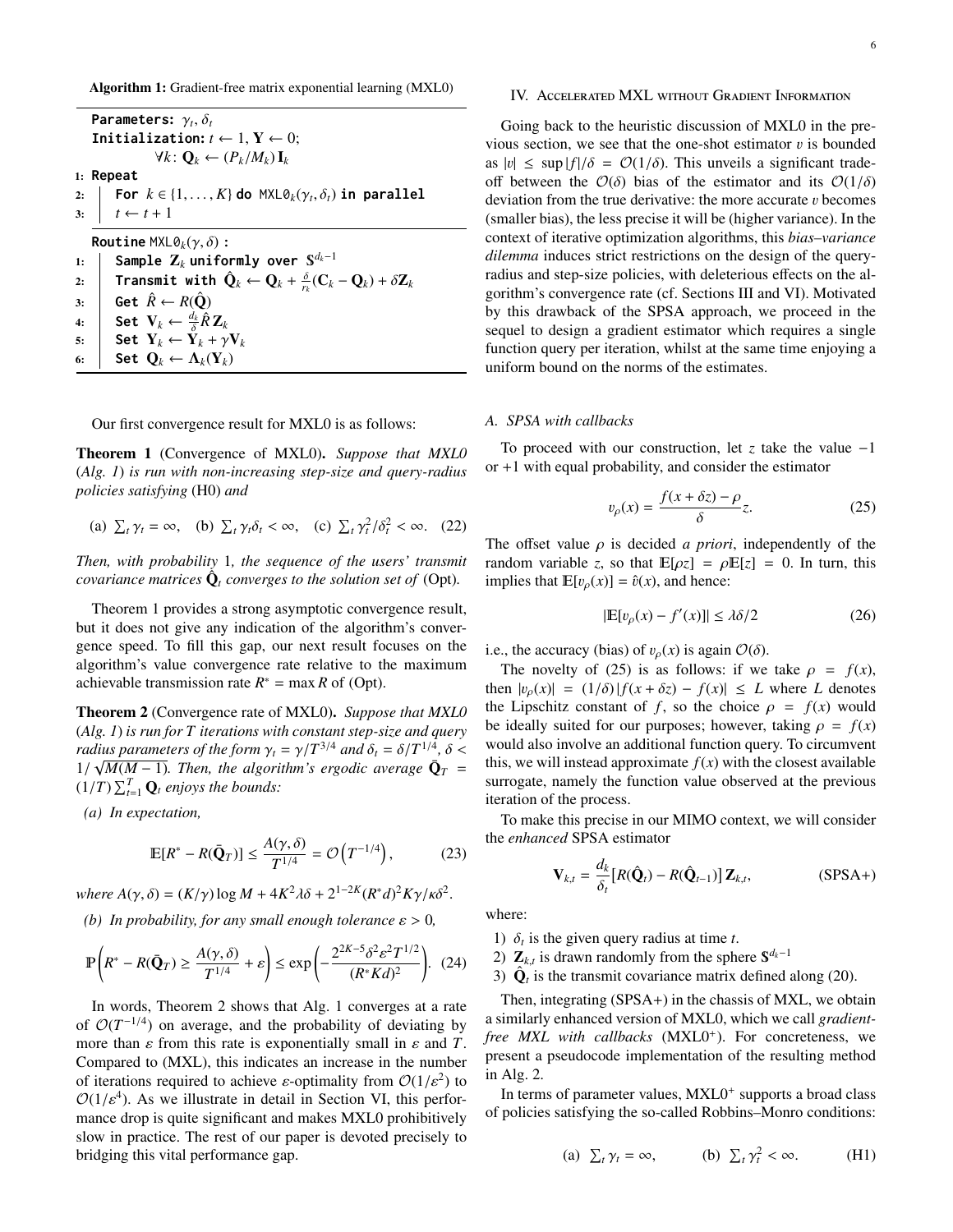**Algorithm 1:** Gradient-free matrix exponential learning (MXL0)

```
    Parameters: γ_t, δ_t
    Initialization: t ← 1, Y ← 0;
                ∀k: Q_k ← (P_k/M_k) I_k
1: Repeat
2:  |  For k ∈ {1,...,K} do MXL0_k(γ_t, δ_t) in parallel
3:  |  t ← t + 1

    Routine MXL0_k(γ, δ) :
1:  |  Sample Z_k uniformly over S^{d_k - 1}
2:  |  Transmit with Q̂_k ← Q_k + (δ/r_k)(C_k − Q_k) + δ Z_k
3:  |  Get R̂ ← R(Q̂)
4:  |  Set V_k ← (d_k/δ) R̂ Z_k
5:  |  Set Y_k ← Y_k + γ V_k
6:  |  Set Q_k ← Λ_k(Y_k)
```

Our first convergence result for MXL0 is as follows:

**Theorem 1** (Convergence of MXL0)**.** *Suppose that MXL0 (Alg. 1) is run with non-increasing step-size and query-radius policies satisfying* (H0) *and*

$$\text{(a) } \textstyle\sum_t \gamma_t = \infty, \quad \text{(b) } \sum_t \gamma_t \delta_t < \infty, \quad \text{(c) } \sum_t \gamma_t^2/\delta_t^2 < \infty. \quad (22)$$

*Then, with probability* 1*, the sequence of the users' transmit covariance matrices $\hat{\mathbf{Q}}_t$ converges to the solution set of* (Opt)*.*

Theorem 1 provides a strong asymptotic convergence result, but it does not give any indication of the algorithm's convergence speed. To fill this gap, our next result focuses on the algorithm's value convergence rate relative to the maximum achievable transmission rate $R^* = \max R$ of (Opt).

**Theorem 2** (Convergence rate of MXL0)**.** *Suppose that MXL0 (Alg. 1) is run for $T$ iterations with constant step-size and query radius parameters of the form $\gamma_t = \gamma/T^{3/4}$ and $\delta_t = \delta/T^{1/4}$, $\delta < 1/\sqrt{M(M-1)}$. Then, the algorithm's ergodic average $\bar{\mathbf{Q}}_T = (1/T)\sum_{t=1}^{T} \mathbf{Q}_t$ enjoys the bounds:*

*(a) In expectation,*

$$\mathbb{E}[R^* - R(\bar{\mathbf{Q}}_T)] \leq \frac{A(\gamma,\delta)}{T^{1/4}} = \mathcal{O}\left(T^{-1/4}\right), \quad (23)$$

*where $A(\gamma,\delta) = (K/\gamma)\log M + 4K^2\lambda\delta + 2^{1-2K}(R^*d)^2 K\gamma/\kappa\delta^2$.*

*(b) In probability, for any small enough tolerance $\varepsilon > 0$,*

$$\mathbb{P}\left(R^* - R(\bar{\mathbf{Q}}_T) \geq \frac{A(\gamma,\delta)}{T^{1/4}} + \varepsilon\right) \leq \exp\left(-\frac{2^{2K-5}\delta^2\varepsilon^2 T^{1/2}}{(R^*Kd)^2}\right). \quad (24)$$

In words, Theorem 2 shows that Alg. 1 converges at a rate of $\mathcal{O}(T^{-1/4})$ on average, and the probability of deviating by more than $\varepsilon$ from this rate is exponentially small in $\varepsilon$ and $T$. Compared to (MXL), this indicates an increase in the number of iterations required to achieve $\varepsilon$-optimality from $\mathcal{O}(1/\varepsilon^2)$ to $\mathcal{O}(1/\varepsilon^4)$. As we illustrate in detail in Section VI, this performance drop is quite significant and makes MXL0 prohibitively slow in practice. The rest of our paper is devoted precisely to bridging this vital performance gap.

## IV. Accelerated MXL without Gradient Information

Going back to the heuristic discussion of MXL0 in the previous section, we see that the one-shot estimator $v$ is bounded as $|v| \leq \sup|f|/\delta = \mathcal{O}(1/\delta)$. This unveils a significant trade-off between the $\mathcal{O}(\delta)$ bias of the estimator and its $\mathcal{O}(1/\delta)$ deviation from the true derivative: the more accurate $v$ becomes (smaller bias), the less precise it will be (higher variance). In the context of iterative optimization algorithms, this *bias–variance dilemma* induces strict restrictions on the design of the query-radius and step-size policies, with deleterious effects on the algorithm's convergence rate (cf. Sections III and VI). Motivated by this drawback of the SPSA approach, we proceed in the sequel to design a gradient estimator which requires a single function query per iteration, whilst at the same time enjoying a uniform bound on the norms of the estimates.

### A. SPSA with callbacks

To proceed with our construction, let $z$ take the value $-1$ or $+1$ with equal probability, and consider the estimator

$$v_\rho(x) = \frac{f(x+\delta z) - \rho}{\delta} z. \quad (25)$$

The offset value $\rho$ is decided *a priori*, independently of the random variable $z$, so that $\mathbb{E}[\rho z] = \rho\mathbb{E}[z] = 0$. In turn, this implies that $\mathbb{E}[v_\rho(x)] = \hat{v}(x)$, and hence:

$$|\mathbb{E}[v_\rho(x) - f'(x)]| \leq \lambda\delta/2 \quad (26)$$

i.e., the accuracy (bias) of $v_\rho(x)$ is again $\mathcal{O}(\delta)$.

The novelty of (25) is as follows: if we take $\rho = f(x)$, then $|v_\rho(x)| = (1/\delta)|f(x+\delta z) - f(x)| \leq L$ where $L$ denotes the Lipschitz constant of $f$, so the choice $\rho = f(x)$ would be ideally suited for our purposes; however, taking $\rho = f(x)$ would also involve an additional function query. To circumvent this, we will instead approximate $f(x)$ with the closest available surrogate, namely the function value observed at the previous iteration of the process.

To make this precise in our MIMO context, we will consider the *enhanced* SPSA estimator

$$\mathbf{V}_{k,t} = \frac{d_k}{\delta_t}\left[R(\hat{\mathbf{Q}}_t) - R(\hat{\mathbf{Q}}_{t-1})\right]\mathbf{Z}_{k,t}, \quad \text{(SPSA+)}$$

where:

1) $\delta_t$ is the given query radius at time $t$.
2) $\mathbf{Z}_{k,t}$ is drawn randomly from the sphere $\mathbb{S}^{d_k-1}$
3) $\hat{\mathbf{Q}}_t$ is the transmit covariance matrix defined along (20).

Then, integrating (SPSA+) in the chassis of MXL, we obtain a similarly enhanced version of MXL0, which we call *gradient-free MXL with callbacks* (MXL0$^+$). For concreteness, we present a pseudocode implementation of the resulting method in Alg. 2.

In terms of parameter values, MXL0$^+$ supports a broad class of policies satisfying the so-called Robbins–Monro conditions:

$$\text{(a) } \textstyle\sum_t \gamma_t = \infty, \qquad \text{(b) } \sum_t \gamma_t^2 < \infty. \qquad \text{(H1)}$$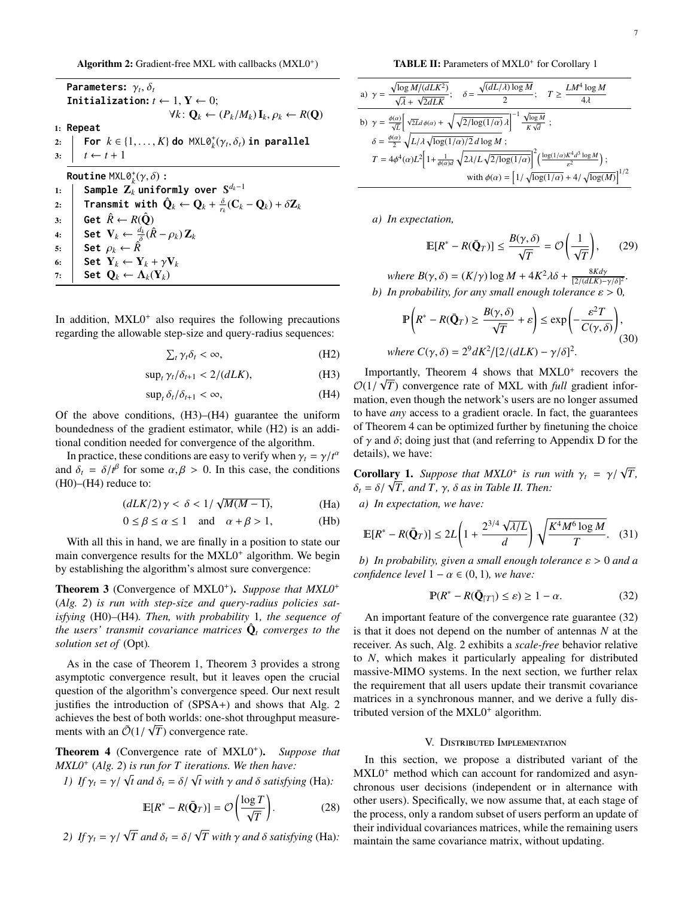**Algorithm 2:** Gradient-free MXL with callbacks (MXL0$^+$)

```
Parameters: γ_t, δ_t
Initialization: t ← 1, Y ← 0;
                ∀k: Q_k ← (P_k/M_k) I_k, ρ_k ← R(Q)
1: Repeat
2:   For k ∈ {1,...,K} do MXL0⁺_k(γ_t, δ_t) in parallel
3:   t ← t + 1

Routine MXL0⁺_k(γ, δ):
1: Sample Z_k uniformly over S^{d_k−1}
2: Transmit with Q̂_k ← Q_k + (δ/r_k)(C_k − Q_k) + δZ_k
3: Get R̂ ← R(Q̂)
4: Set V_k ← (d_k/δ)(R̂ − ρ_k) Z_k
5: Set ρ_k ← R̂
6: Set Y_k ← Y_k + γV_k
7: Set Q_k ← Λ_k(Y_k)
```

In addition, MXL0$^+$ also requires the following precautions regarding the allowable step-size and query-radius sequences:

$$\textstyle\sum_t \gamma_t \delta_t < \infty, \tag{H2}$$

$$\sup_t \gamma_t/\delta_{t+1} < 2/(dLK), \tag{H3}$$

$$\sup_t \delta_t/\delta_{t+1} < \infty, \tag{H4}$$

Of the above conditions, (H3)–(H4) guarantee the uniform boundedness of the gradient estimator, while (H2) is an additional condition needed for convergence of the algorithm.

In practice, these conditions are easy to verify when $\gamma_t = \gamma/t^\alpha$ and $\delta_t = \delta/t^\beta$ for some $\alpha, \beta > 0$. In this case, the conditions (H0)–(H4) reduce to:

$$(dLK/2)\,\gamma < \delta < 1/\sqrt{M(M-1)}, \tag{Ha}$$

$$0 \leq \beta \leq \alpha \leq 1 \quad \text{and} \quad \alpha + \beta > 1, \tag{Hb}$$

With all this in hand, we are finally in a position to state our main convergence results for the MXL0$^+$ algorithm. We begin by establishing the algorithm's almost sure convergence:

**Theorem 3** (Convergence of MXL0$^+$)**.** *Suppose that MXL0$^+$ (Alg. 2) is run with step-size and query-radius policies satisfying* (H0)–(H4)*. Then, with probability* 1*, the sequence of the users' transmit covariance matrices $\hat{\mathbf{Q}}_t$ converges to the solution set of* (Opt)*.*

As in the case of Theorem 1, Theorem 3 provides a strong asymptotic convergence result, but it leaves open the crucial question of the algorithm's convergence speed. Our next result justifies the introduction of (SPSA+) and shows that Alg. 2 achieves the best of both worlds: one-shot throughput measurements with an $\tilde{\mathcal{O}}(1/\sqrt{T})$ convergence rate.

**Theorem 4** (Convergence rate of MXL0$^+$)**.** *Suppose that MXL0$^+$ (Alg. 2) is run for T iterations. We then have:*

*1) If $\gamma_t = \gamma/\sqrt{t}$ and $\delta_t = \delta/\sqrt{t}$ with $\gamma$ and $\delta$ satisfying* (Ha)*:*

$$\mathbb{E}[R^* - R(\bar{\mathbf{Q}}_T)] = \mathcal{O}\left(\frac{\log T}{\sqrt{T}}\right). \tag{28}$$

*2) If $\gamma_t = \gamma/\sqrt{T}$ and $\delta_t = \delta/\sqrt{T}$ with $\gamma$ and $\delta$ satisfying* (Ha)*:*

*a) In expectation,*

$$\mathbb{E}[R^* - R(\bar{\mathbf{Q}}_T)] \leq \frac{B(\gamma,\delta)}{\sqrt{T}} = \mathcal{O}\left(\frac{1}{\sqrt{T}}\right), \tag{29}$$

*where $B(\gamma,\delta) = (K/\gamma)\log M + 4K^2\lambda\delta + \frac{8Kd\gamma}{[2/(dLK)-\gamma/\delta]^2}$.*

*b) In probability, for any small enough tolerance $\varepsilon > 0$,*

$$\mathbb{P}\left(R^* - R(\bar{\mathbf{Q}}_T) \geq \frac{B(\gamma,\delta)}{\sqrt{T}} + \varepsilon\right) \leq \exp\left(-\frac{\varepsilon^2 T}{C(\gamma,\delta)}\right), \tag{30}$$

*where $C(\gamma,\delta) = 2^9 dK^2/[2/(dLK) - \gamma/\delta]^2$.*

Importantly, Theorem 4 shows that MXL0$^+$ recovers the $\mathcal{O}(1/\sqrt{T})$ convergence rate of MXL with *full* gradient information, even though the network's users are no longer assumed to have *any* access to a gradient oracle. In fact, the guarantees of Theorem 4 can be optimized further by finetuning the choice of $\gamma$ and $\delta$; doing just that (and referring to Appendix D for the details), we have:

**TABLE II:** Parameters of MXL0$^+$ for Corollary 1

| | |
|---|---|
| a) | $\gamma = \dfrac{\sqrt{\log M/(dLK^2)}}{\sqrt{\lambda} + \sqrt{2dLK}}$; $\quad \delta = \dfrac{\sqrt{(dL/\lambda)\log M}}{2}$; $\quad T \geq \dfrac{LM^4 \log M}{4\lambda}$ |
| b) | $\gamma = \frac{\phi(\alpha)}{\sqrt{L}}\left[\sqrt{2L}d\,\phi(\alpha) + \sqrt{\sqrt{2/\log(1/\alpha)}\,\lambda}\right]^{-1}\frac{\sqrt{\log M}}{K\sqrt{d}}$; $\delta = \frac{\phi(\alpha)}{2}\sqrt{L/\lambda\sqrt{\log(1/\alpha)/2}\,d\log M}$; $T = 4\phi^4(\alpha)L^2\left[1 + \frac{1}{\phi(\alpha)d}\sqrt{2\lambda/L\sqrt{2/\log(1/\alpha)}}\right]^2\left(\frac{\log(1/\alpha)K^4 d^3 \log M}{\varepsilon^2}\right)$; with $\phi(\alpha) = \left[1/\sqrt{\log(1/\alpha)} + 4/\sqrt{\log(M)}\right]^{1/2}$ |

**Corollary 1.** *Suppose that MXL0$^+$ is run with $\gamma_t = \gamma/\sqrt{T}$, $\delta_t = \delta/\sqrt{T}$, and $T$, $\gamma$, $\delta$ as in Table II. Then:*

*a) In expectation, we have:*

$$\mathbb{E}[R^* - R(\bar{\mathbf{Q}}_T)] \leq 2L\left(1 + \frac{2^{3/4}\sqrt{\lambda/L}}{d}\right)\sqrt{\frac{K^4 M^6 \log M}{T}}. \tag{31}$$

*b) In probability, given a small enough tolerance $\varepsilon > 0$ and a confidence level $1 - \alpha \in (0,1)$, we have:*

$$\mathbb{P}(R^* - R(\bar{\mathbf{Q}}_{\lceil T \rceil}) \leq \varepsilon) \geq 1 - \alpha. \tag{32}$$

An important feature of the convergence rate guarantee (32) is that it does not depend on the number of antennas $N$ at the receiver. As such, Alg. 2 exhibits a *scale-free* behavior relative to $N$, which makes it particularly appealing for distributed massive-MIMO systems. In the next section, we further relax the requirement that all users update their transmit covariance matrices in a synchronous manner, and we derive a fully distributed version of the MXL0$^+$ algorithm.

## V. Distributed Implementation

In this section, we propose a distributed variant of the MXL0$^+$ method which can account for randomized and asynchronous user decisions (independent or in alternance with other users). Specifically, we now assume that, at each stage of the process, only a random subset of users perform an update of their individual covariances matrices, while the remaining users maintain the same covariance matrix, without updating.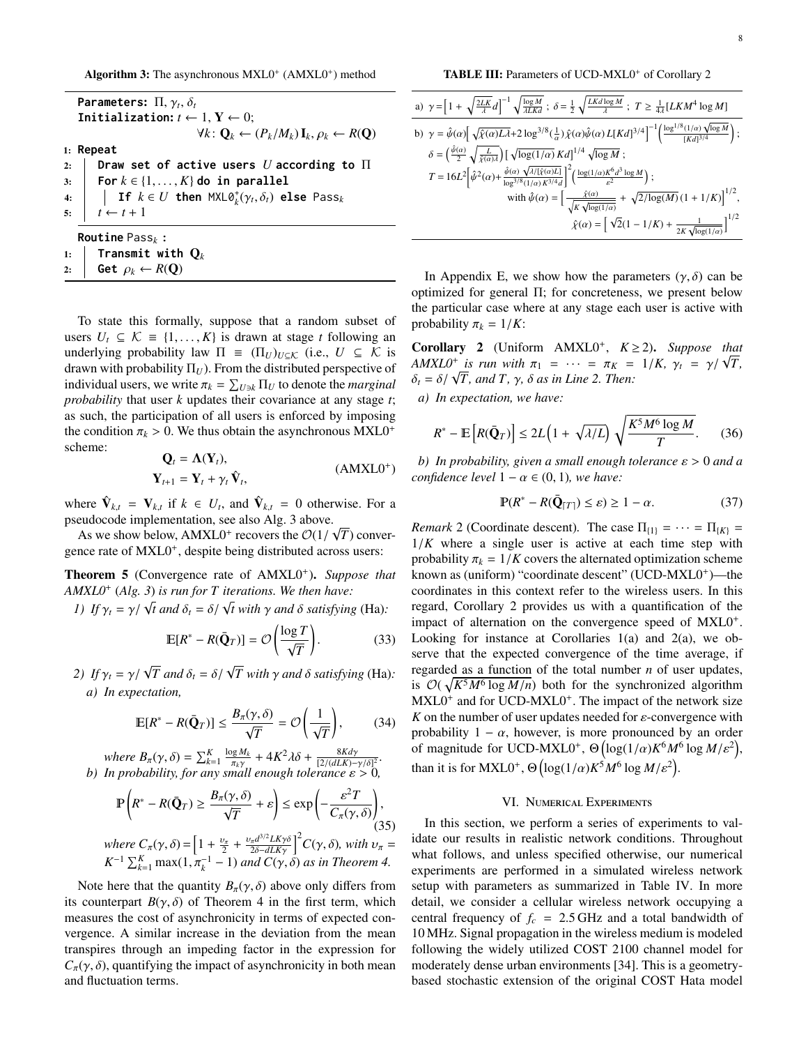**Algorithm 3:** The asynchronous MXL0$^+$ (AMXL0$^+$) method

```
Parameters: Π, γ_t, δ_t
Initialization: t ← 1, Y ← 0;
                ∀k: Q_k ← (P_k/M_k) I_k, ρ_k ← R(Q)
1: Repeat
2:   Draw set of active users U according to Π
3:   For k ∈ {1,...,K} do in parallel
4:     If k ∈ U then MXL0⁺_k(γ_t, δ_t) else Pass_k
5:   t ← t + 1

Routine Pass_k :
1:   Transmit with Q_k
2:   Get ρ_k ← R(Q)
```

To state this formally, suppose that a random subset of users $U_t \subseteq \mathcal{K} \equiv \{1,\dots,K\}$ is drawn at stage $t$ following an underlying probability law $\Pi \equiv (\Pi_U)_{U\subseteq\mathcal{K}}$ (i.e., $U \subseteq \mathcal{K}$ is drawn with probability $\Pi_U$). From the distributed perspective of individual users, we write $\pi_k = \sum_{U\ni k} \Pi_U$ to denote the *marginal probability* that user $k$ updates their covariance at any stage $t$; as such, the participation of all users is enforced by imposing the condition $\pi_k > 0$. We thus obtain the asynchronous MXL0$^+$ scheme:

$$
\begin{aligned}
\mathbf{Q}_t &= \Lambda(\mathbf{Y}_t),\\
\mathbf{Y}_{t+1} &= \mathbf{Y}_t + \gamma_t \hat{\mathbf{V}}_t,
\end{aligned}
\qquad \text{(AMXL0}^+\text{)}
$$

where $\hat{\mathbf{V}}_{k,t} = \mathbf{V}_{k,t}$ if $k \in U_t$, and $\hat{\mathbf{V}}_{k,t} = 0$ otherwise. For a pseudocode implementation, see also Alg. 3 above.

As we show below, AMXL0$^+$ recovers the $\mathcal{O}(1/\sqrt{T})$ convergence rate of MXL0$^+$, despite being distributed across users:

**Theorem 5** (Convergence rate of AMXL0$^+$)**.** *Suppose that AMXL0$^+$ (Alg. 3) is run for $T$ iterations. We then have:*

*1) If $\gamma_t = \gamma/\sqrt{t}$ and $\delta_t = \delta/\sqrt{t}$ with $\gamma$ and $\delta$ satisfying* (Ha)*:*

$$\mathbb{E}[R^* - R(\bar{\mathbf{Q}}_T)] = \mathcal{O}\left(\frac{\log T}{\sqrt{T}}\right). \tag{33}$$

*2) If $\gamma_t = \gamma/\sqrt{T}$ and $\delta_t = \delta/\sqrt{T}$ with $\gamma$ and $\delta$ satisfying* (Ha)*:*

*a) In expectation,*

$$\mathbb{E}[R^* - R(\bar{\mathbf{Q}}_T)] \le \frac{B_\pi(\gamma,\delta)}{\sqrt{T}} = \mathcal{O}\left(\frac{1}{\sqrt{T}}\right), \tag{34}$$

*where $B_\pi(\gamma,\delta) = \sum_{k=1}^K \frac{\log M_k}{\pi_k\gamma} + 4K^2\lambda\delta + \frac{8Kd\gamma}{[2/(dLK)-\gamma/\delta]^2}$.*

*b) In probability, for any small enough tolerance $\varepsilon > 0$,*

$$\mathbb{P}\left(R^* - R(\bar{\mathbf{Q}}_T) \ge \frac{B_\pi(\gamma,\delta)}{\sqrt{T}} + \varepsilon\right) \le \exp\left(-\frac{\varepsilon^2 T}{C_\pi(\gamma,\delta)}\right), \tag{35}$$

*where $C_\pi(\gamma,\delta) = \left[1 + \frac{\upsilon_\pi}{2} + \frac{\upsilon_\pi d^{3/2}LK\gamma\delta}{2\delta - dLK\gamma}\right]^2 C(\gamma,\delta)$, with $\upsilon_\pi = K^{-1}\sum_{k=1}^K \max(1, \pi_k^{-1} - 1)$ and $C(\gamma,\delta)$ as in Theorem 4.*

Note here that the quantity $B_\pi(\gamma,\delta)$ above only differs from its counterpart $B(\gamma,\delta)$ of Theorem 4 in the first term, which measures the cost of asynchronicity in terms of expected convergence. A similar increase in the deviation from the mean transpires through an impeding factor in the expression for $C_\pi(\gamma,\delta)$, quantifying the impact of asynchronicity in both mean and fluctuation terms.

**TABLE III:** Parameters of UCD-MXL0$^+$ of Corollary 2

| |
|---|
| a) $\gamma = \left[1 + \sqrt{\frac{2LK}{\lambda}}\,d\right]^{-1} \sqrt{\frac{\log M}{\lambda LKd}}$ ; $\delta = \frac{1}{2}\sqrt{\frac{LKd\log M}{\lambda}}$ ; $T \ge \frac{1}{4\lambda}[LKM^4 \log M]$ |
| b) $\gamma = \hat{\psi}(\alpha)\left[\sqrt{\hat{\chi}(\alpha)L\lambda} + 2\log^{3/8}(\tfrac{1}{\alpha})\,\hat{\chi}(\alpha)\hat{\psi}(\alpha)\,L[Kd]^{3/4}\right]^{-1}\left(\frac{\log^{1/8}(1/\alpha)\sqrt{\log M}}{[Kd]^{3/4}}\right)$ ; $\delta = \left(\frac{\hat{\psi}(\alpha)}{2}\sqrt{\frac{L}{\hat{\chi}(\alpha)\lambda}}\right)\left[\sqrt{\log(1/\alpha)}\,Kd\right]^{1/4}\sqrt{\log M}$ ; $T = 16L^2\left[\hat{\psi}^2(\alpha) + \frac{\hat{\psi}(\alpha)\sqrt{\lambda/[\hat{\chi}(\alpha)L]}}{\log^{3/8}(1/\alpha)K^{3/4}d}\right]^2\left(\frac{\log(1/\alpha)K^6 d^3 \log M}{\varepsilon^2}\right)$ ; with $\hat{\psi}(\alpha) = \left[\frac{\hat{\chi}(\alpha)}{\sqrt{K\sqrt{\log(1/\alpha)}}} + \sqrt{2/\log(M)}\,(1+1/K)\right]^{1/2}$, $\hat{\chi}(\alpha) = \left[\sqrt{2}(1-1/K) + \frac{1}{2K\sqrt{\log(1/\alpha)}}\right]^{1/2}$ |

In Appendix E, we show how the parameters $(\gamma,\delta)$ can be optimized for general $\Pi$; for concreteness, we present below the particular case where at any stage each user is active with probability $\pi_k = 1/K$:

**Corollary 2** (Uniform AMXL0$^+$, $K \ge 2$)**.** *Suppose that AMXL0$^+$ is run with $\pi_1 = \cdots = \pi_K = 1/K$, $\gamma_t = \gamma/\sqrt{T}$, $\delta_t = \delta/\sqrt{T}$, and $T$, $\gamma$, $\delta$ as in Line 2. Then:*

*a) In expectation, we have:*

$$R^* - \mathbb{E}\left[R(\bar{\mathbf{Q}}_T)\right] \le 2L\left(1 + \sqrt{\lambda/L}\right)\sqrt{\frac{K^5M^6\log M}{T}}. \tag{36}$$

*b) In probability, given a small enough tolerance $\varepsilon > 0$ and a confidence level $1-\alpha \in (0,1)$, we have:*

$$\mathbb{P}(R^* - R(\bar{\mathbf{Q}}_{\lceil T\rceil}) \le \varepsilon) \ge 1 - \alpha. \tag{37}$$

*Remark* 2 (Coordinate descent)*.* The case $\Pi_{\{1\}} = \cdots = \Pi_{\{K\}} = 1/K$ where a single user is active at each time step with probability $\pi_k = 1/K$ covers the alternated optimization scheme known as (uniform) "coordinate descent" (UCD-MXL0$^+$)—the coordinates in this context refer to the wireless users. In this regard, Corollary 2 provides us with a quantification of the impact of alternation on the convergence speed of MXL0$^+$. Looking for instance at Corollaries 1(a) and 2(a), we observe that the expected convergence of the time average, if regarded as a function of the total number $n$ of user updates, is $\mathcal{O}(\sqrt{K^5M^6\log M/n})$ both for the synchronized algorithm MXL0$^+$ and for UCD-MXL0$^+$. The impact of the network size $K$ on the number of user updates needed for $\varepsilon$-convergence with probability $1-\alpha$, however, is more pronounced by an order of magnitude for UCD-MXL0$^+$, $\Theta\left(\log(1/\alpha)K^6M^6\log M/\varepsilon^2\right)$, than it is for MXL0$^+$, $\Theta\left(\log(1/\alpha)K^5M^6\log M/\varepsilon^2\right)$.

## VI. Numerical Experiments

In this section, we perform a series of experiments to validate our results in realistic network conditions. Throughout what follows, and unless specified otherwise, our numerical experiments are performed in a simulated wireless network setup with parameters as summarized in Table IV. In more detail, we consider a cellular wireless network occupying a central frequency of $f_c = 2.5$ GHz and a total bandwidth of 10 MHz. Signal propagation in the wireless medium is modeled following the widely utilized COST 2100 channel model for moderately dense urban environments [34]. This is a geometry-based stochastic extension of the original COST Hata model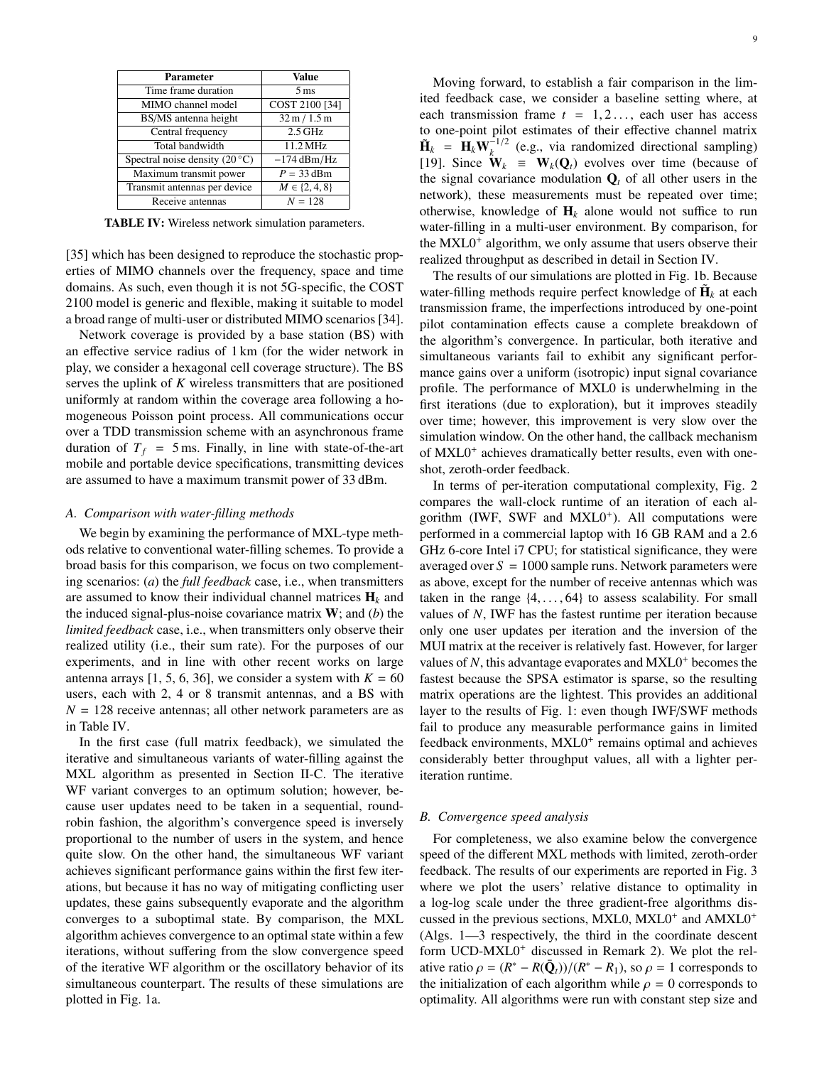| Parameter | Value |
|---|---|
| Time frame duration | 5 ms |
| MIMO channel model | COST 2100 [34] |
| BS/MS antenna height | 32 m / 1.5 m |
| Central frequency | 2.5 GHz |
| Total bandwidth | 11.2 MHz |
| Spectral noise density (20 °C) | −174 dBm/Hz |
| Maximum transmit power | $P = 33$ dBm |
| Transmit antennas per device | $M \in \{2, 4, 8\}$ |
| Receive antennas | $N = 128$ |

**TABLE IV:** Wireless network simulation parameters.

[35] which has been designed to reproduce the stochastic properties of MIMO channels over the frequency, space and time domains. As such, even though it is not 5G-specific, the COST 2100 model is generic and flexible, making it suitable to model a broad range of multi-user or distributed MIMO scenarios [34].

Network coverage is provided by a base station (BS) with an effective service radius of 1 km (for the wider network in play, we consider a hexagonal cell coverage structure). The BS serves the uplink of $K$ wireless transmitters that are positioned uniformly at random within the coverage area following a homogeneous Poisson point process. All communications occur over a TDD transmission scheme with an asynchronous frame duration of $T_f = 5$ ms. Finally, in line with state-of-the-art mobile and portable device specifications, transmitting devices are assumed to have a maximum transmit power of 33 dBm.

### A. Comparison with water-filling methods

We begin by examining the performance of MXL-type methods relative to conventional water-filling schemes. To provide a broad basis for this comparison, we focus on two complementing scenarios: (*a*) the *full feedback* case, i.e., when transmitters are assumed to know their individual channel matrices $\mathbf{H}_k$ and the induced signal-plus-noise covariance matrix $\mathbf{W}$; and (*b*) the *limited feedback* case, i.e., when transmitters only observe their realized utility (i.e., their sum rate). For the purposes of our experiments, and in line with other recent works on large antenna arrays [1, 5, 6, 36], we consider a system with $K = 60$ users, each with 2, 4 or 8 transmit antennas, and a BS with $N = 128$ receive antennas; all other network parameters are as in Table IV.

In the first case (full matrix feedback), we simulated the iterative and simultaneous variants of water-filling against the MXL algorithm as presented in Section II-C. The iterative WF variant converges to an optimum solution; however, because user updates need to be taken in a sequential, round-robin fashion, the algorithm's convergence speed is inversely proportional to the number of users in the system, and hence quite slow. On the other hand, the simultaneous WF variant achieves significant performance gains within the first few iterations, but because it has no way of mitigating conflicting user updates, these gains subsequently evaporate and the algorithm converges to a suboptimal state. By comparison, the MXL algorithm achieves convergence to an optimal state within a few iterations, without suffering from the slow convergence speed of the iterative WF algorithm or the oscillatory behavior of its simultaneous counterpart. The results of these simulations are plotted in Fig. 1a.

Moving forward, to establish a fair comparison in the limited feedback case, we consider a baseline setting where, at each transmission frame $t = 1, 2 \dots$, each user has access to one-point pilot estimates of their effective channel matrix $\tilde{\mathbf{H}}_k = \mathbf{H}_k \mathbf{W}_k^{-1/2}$ (e.g., via randomized directional sampling) [19]. Since $\mathbf{W}_k \equiv \mathbf{W}_k(\mathbf{Q}_t)$ evolves over time (because of the signal covariance modulation $\mathbf{Q}_t$ of all other users in the network), these measurements must be repeated over time; otherwise, knowledge of $\mathbf{H}_k$ alone would not suffice to run water-filling in a multi-user environment. By comparison, for the MXL0$^+$ algorithm, we only assume that users observe their realized throughput as described in detail in Section IV.

The results of our simulations are plotted in Fig. 1b. Because water-filling methods require perfect knowledge of $\tilde{\mathbf{H}}_k$ at each transmission frame, the imperfections introduced by one-point pilot contamination effects cause a complete breakdown of the algorithm's convergence. In particular, both iterative and simultaneous variants fail to exhibit any significant performance gains over a uniform (isotropic) input signal covariance profile. The performance of MXL0 is underwhelming in the first iterations (due to exploration), but it improves steadily over time; however, this improvement is very slow over the simulation window. On the other hand, the callback mechanism of MXL0$^+$ achieves dramatically better results, even with one-shot, zeroth-order feedback.

In terms of per-iteration computational complexity, Fig. 2 compares the wall-clock runtime of an iteration of each algorithm (IWF, SWF and MXL0$^+$). All computations were performed in a commercial laptop with 16 GB RAM and a 2.6 GHz 6-core Intel i7 CPU; for statistical significance, they were averaged over $S = 1000$ sample runs. Network parameters were as above, except for the number of receive antennas which was taken in the range $\{4, \dots, 64\}$ to assess scalability. For small values of $N$, IWF has the fastest runtime per iteration because only one user updates per iteration and the inversion of the MUI matrix at the receiver is relatively fast. However, for larger values of $N$, this advantage evaporates and MXL0$^+$ becomes the fastest because the SPSA estimator is sparse, so the resulting matrix operations are the lightest. This provides an additional layer to the results of Fig. 1: even though IWF/SWF methods fail to produce any measurable performance gains in limited feedback environments, MXL0$^+$ remains optimal and achieves considerably better throughput values, all with a lighter per-iteration runtime.

### B. Convergence speed analysis

For completeness, we also examine below the convergence speed of the different MXL methods with limited, zeroth-order feedback. The results of our experiments are reported in Fig. 3 where we plot the users' relative distance to optimality in a log-log scale under the three gradient-free algorithms discussed in the previous sections, MXL0, MXL0$^+$ and AMXL0$^+$ (Algs. 1—3 respectively, the third in the coordinate descent form UCD-MXL0$^+$ discussed in Remark 2). We plot the relative ratio $\rho = (R^* - R(\bar{\mathbf{Q}}_t))/(R^* - R_1)$, so $\rho = 1$ corresponds to the initialization of each algorithm while $\rho = 0$ corresponds to optimality. All algorithms were run with constant step size and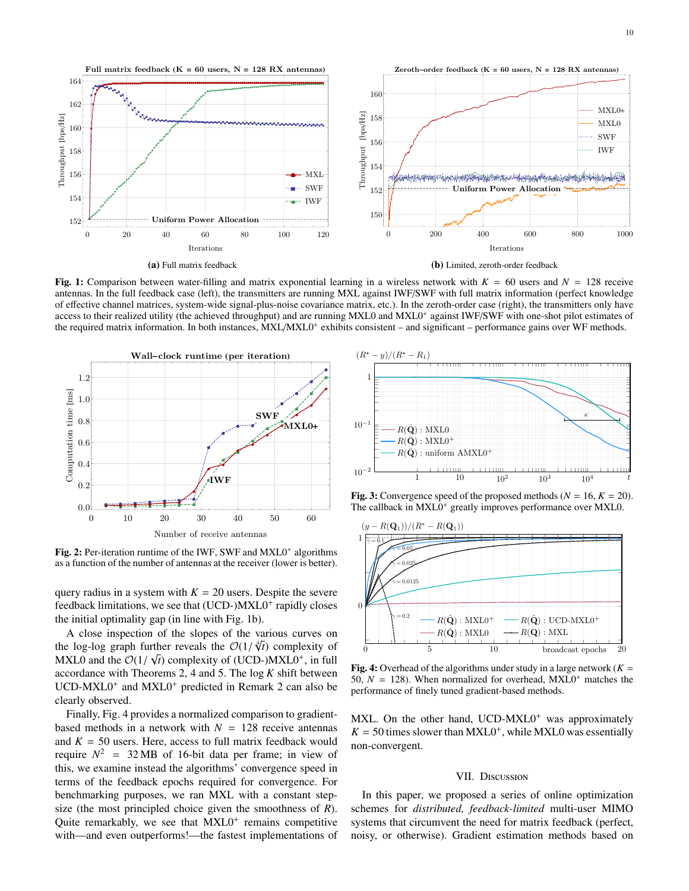**(a)** Full matrix feedback

**(b)** Limited, zeroth-order feedback

**Fig. 1:** Comparison between water-filling and matrix exponential learning in a wireless network with $K = 60$ users and $N = 128$ receive antennas. In the full feedback case (left), the transmitters are running MXL against IWF/SWF with full matrix information (perfect knowledge of effective channel matrices, system-wide signal-plus-noise covariance matrix, etc.). In the zeroth-order case (right), the transmitters only have access to their realized utility (the achieved throughput) and are running MXL0 and MXL0$^+$ against IWF/SWF with one-shot pilot estimates of the required matrix information. In both instances, MXL/MXL0$^+$ exhibits consistent – and significant – performance gains over WF methods.

**Fig. 2:** Per-iteration runtime of the IWF, SWF and MXL0$^+$ algorithms as a function of the number of antennas at the receiver (lower is better).

**Fig. 3:** Convergence speed of the proposed methods ($N = 16$, $K = 20$). The callback in MXL0$^+$ greatly improves performance over MXL0.

**Fig. 4:** Overhead of the algorithms under study in a large network ($K = 50$, $N = 128$). When normalized for overhead, MXL0$^+$ matches the performance of finely tuned gradient-based methods.

query radius in a system with $K = 20$ users. Despite the severe feedback limitations, we see that (UCD-)MXL0$^+$ rapidly closes the initial optimality gap (in line with Fig. 1b).

A close inspection of the slopes of the various curves on the log-log graph further reveals the $\mathcal{O}(1/\sqrt[4]{t})$ complexity of MXL0 and the $\mathcal{O}(1/\sqrt{t})$ complexity of (UCD-)MXL0$^+$, in full accordance with Theorems 2, 4 and 5. The $\log K$ shift between UCD-MXL0$^+$ and MXL0$^+$ predicted in Remark 2 can also be clearly observed.

Finally, Fig. 4 provides a normalized comparison to gradient-based methods in a network with $N = 128$ receive antennas and $K = 50$ users. Here, access to full matrix feedback would require $N^2 = 32$ MB of 16-bit data per frame; in view of this, we examine instead the algorithms' convergence speed in terms of the feedback epochs required for convergence. For benchmarking purposes, we ran MXL with a constant step-size (the most principled choice given the smoothness of $R$). Quite remarkably, we see that MXL0$^+$ remains competitive with—and even outperforms!—the fastest implementations of MXL. On the other hand, UCD-MXL0$^+$ was approximately $K = 50$ times slower than MXL0$^+$, while MXL0 was essentially non-convergent.

## VII. Discussion

In this paper, we proposed a series of online optimization schemes for *distributed, feedback-limited* multi-user MIMO systems that circumvent the need for matrix feedback (perfect, noisy, or otherwise). Gradient estimation methods based on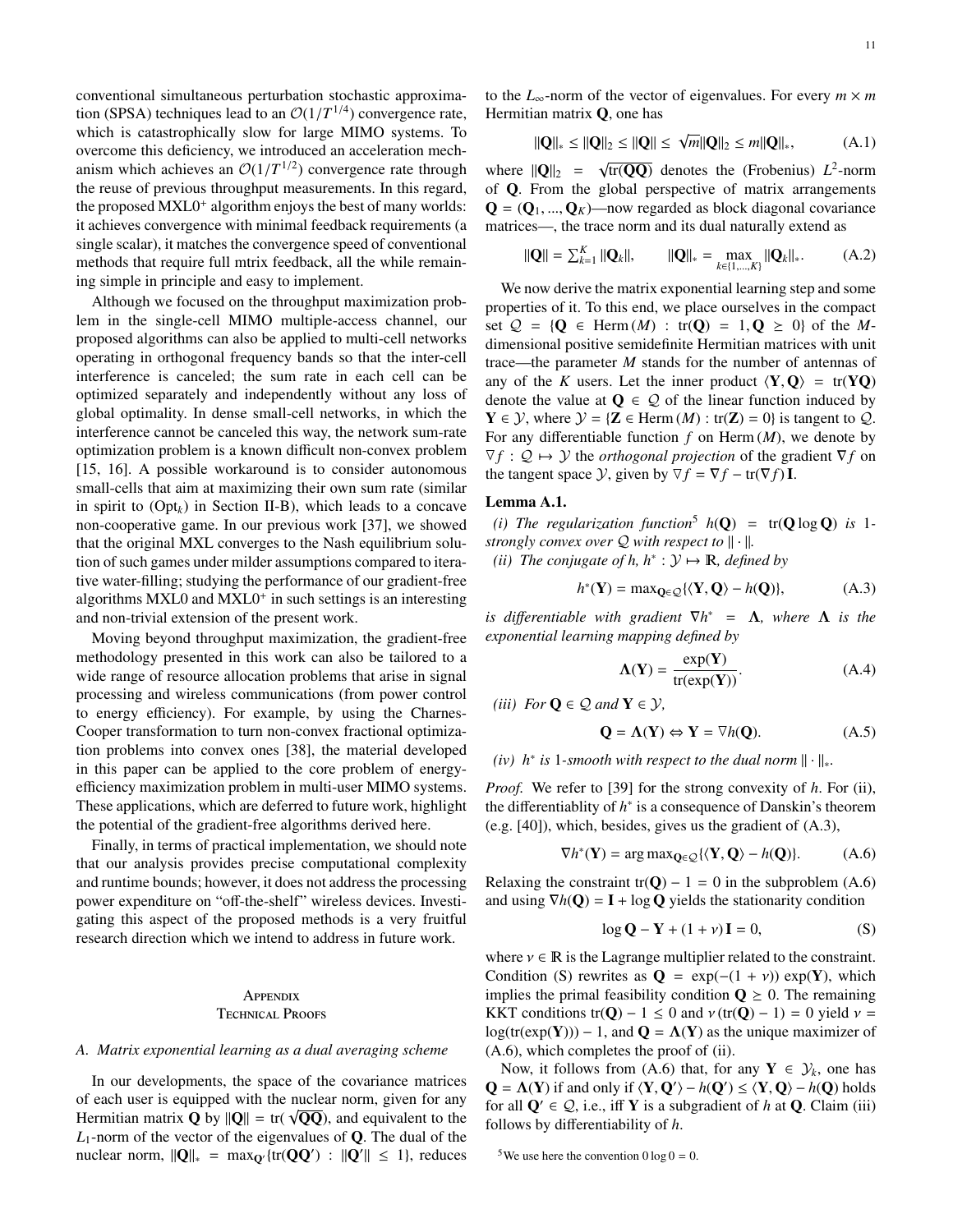conventional simultaneous perturbation stochastic approximation (SPSA) techniques lead to an $\mathcal{O}(1/T^{1/4})$ convergence rate, which is catastrophically slow for large MIMO systems. To overcome this deficiency, we introduced an acceleration mechanism which achieves an $\mathcal{O}(1/T^{1/2})$ convergence rate through the reuse of previous throughput measurements. In this regard, the proposed MXL0$^+$ algorithm enjoys the best of many worlds: it achieves convergence with minimal feedback requirements (a single scalar), it matches the convergence speed of conventional methods that require full mtrix feedback, all the while remaining simple in principle and easy to implement.

Although we focused on the throughput maximization problem in the single-cell MIMO multiple-access channel, our proposed algorithms can also be applied to multi-cell networks operating in orthogonal frequency bands so that the inter-cell interference is canceled; the sum rate in each cell can be optimized separately and independently without any loss of global optimality. In dense small-cell networks, in which the interference cannot be canceled this way, the network sum-rate optimization problem is a known difficult non-convex problem [15, 16]. A possible workaround is to consider autonomous small-cells that aim at maximizing their own sum rate (similar in spirit to (Opt$_k$) in Section II-B), which leads to a concave non-cooperative game. In our previous work [37], we showed that the original MXL converges to the Nash equilibrium solution of such games under milder assumptions compared to iterative water-filling; studying the performance of our gradient-free algorithms MXL0 and MXL0$^+$ in such settings is an interesting and non-trivial extension of the present work.

Moving beyond throughput maximization, the gradient-free methodology presented in this work can also be tailored to a wide range of resource allocation problems that arise in signal processing and wireless communications (from power control to energy efficiency). For example, by using the Charnes-Cooper transformation to turn non-convex fractional optimization problems into convex ones [38], the material developed in this paper can be applied to the core problem of energy-efficiency maximization problem in multi-user MIMO systems. These applications, which are deferred to future work, highlight the potential of the gradient-free algorithms derived here.

Finally, in terms of practical implementation, we should note that our analysis provides precise computational complexity and runtime bounds; however, it does not address the processing power expenditure on "off-the-shelf" wireless devices. Investigating this aspect of the proposed methods is a very fruitful research direction which we intend to address in future work.

# Appendix
## Technical Proofs

### A. Matrix exponential learning as a dual averaging scheme

In our developments, the space of the covariance matrices of each user is equipped with the nuclear norm, given for any Hermitian matrix $\mathbf{Q}$ by $\|\mathbf{Q}\| = \operatorname{tr}(\sqrt{\mathbf{Q}\mathbf{Q}})$, and equivalent to the $L_1$-norm of the vector of the eigenvalues of $\mathbf{Q}$. The dual of the nuclear norm, $\|\mathbf{Q}\|_* = \max_{\mathbf{Q}'}\{\operatorname{tr}(\mathbf{Q}\mathbf{Q}') : \|\mathbf{Q}'\| \leq 1\}$, reduces to the $L_\infty$-norm of the vector of eigenvalues. For every $m \times m$ Hermitian matrix $\mathbf{Q}$, one has

$$\|\mathbf{Q}\|_* \leq \|\mathbf{Q}\|_2 \leq \|\mathbf{Q}\| \leq \sqrt{m}\|\mathbf{Q}\|_2 \leq m\|\mathbf{Q}\|_*, \tag{A.1}$$

where $\|\mathbf{Q}\|_2 = \sqrt{\operatorname{tr}(\mathbf{Q}\mathbf{Q})}$ denotes the (Frobenius) $L^2$-norm of $\mathbf{Q}$. From the global perspective of matrix arrangements $\mathbf{Q} = (\mathbf{Q}_1, ..., \mathbf{Q}_K)$—now regarded as block diagonal covariance matrices—, the trace norm and its dual naturally extend as

$$\|\mathbf{Q}\| = \textstyle\sum_{k=1}^{K} \|\mathbf{Q}_k\|, \qquad \|\mathbf{Q}\|_* = \max_{k\in\{1,...,K\}} \|\mathbf{Q}_k\|_*. \tag{A.2}$$

We now derive the matrix exponential learning step and some properties of it. To this end, we place ourselves in the compact set $\mathcal{Q} = \{\mathbf{Q} \in \operatorname{Herm}(M) : \operatorname{tr}(\mathbf{Q}) = 1, \mathbf{Q} \succeq 0\}$ of the $M$-dimensional positive semidefinite Hermitian matrices with unit trace—the parameter $M$ stands for the number of antennas of any of the $K$ users. Let the inner product $\langle \mathbf{Y}, \mathbf{Q}\rangle = \operatorname{tr}(\mathbf{Y}\mathbf{Q})$ denote the value at $\mathbf{Q} \in \mathcal{Q}$ of the linear function induced by $\mathbf{Y} \in \mathcal{Y}$, where $\mathcal{Y} = \{\mathbf{Z} \in \operatorname{Herm}(M) : \operatorname{tr}(\mathbf{Z}) = 0\}$ is tangent to $\mathcal{Q}$. For any differentiable function $f$ on $\operatorname{Herm}(M)$, we denote by $\triangledown f : \mathcal{Q} \mapsto \mathcal{Y}$ the *orthogonal projection* of the gradient $\nabla f$ on the tangent space $\mathcal{Y}$, given by $\triangledown f = \nabla f - \operatorname{tr}(\nabla f)\,\mathbf{I}$.

**Lemma A.1.**

*(i) The regularization function*[5] $h(\mathbf{Q}) = \operatorname{tr}(\mathbf{Q}\log\mathbf{Q})$ *is* 1*-strongly convex over* $\mathcal{Q}$ *with respect to* $\|\cdot\|$*.*

*(ii) The conjugate of h,* $h^* : \mathcal{Y} \mapsto \mathbb{R}$*, defined by*

$$h^*(\mathbf{Y}) = \max\nolimits_{\mathbf{Q}\in\mathcal{Q}}\{\langle \mathbf{Y}, \mathbf{Q}\rangle - h(\mathbf{Q})\}, \tag{A.3}$$

*is differentiable with gradient* $\nabla h^* = \mathbf{\Lambda}$*, where* $\mathbf{\Lambda}$ *is the exponential learning mapping defined by*

$$\mathbf{\Lambda}(\mathbf{Y}) = \frac{\exp(\mathbf{Y})}{\operatorname{tr}(\exp(\mathbf{Y}))}. \tag{A.4}$$

*(iii) For* $\mathbf{Q} \in \mathcal{Q}$ *and* $\mathbf{Y} \in \mathcal{Y}$*,*

$$\mathbf{Q} = \mathbf{\Lambda}(\mathbf{Y}) \Leftrightarrow \mathbf{Y} = \triangledown h(\mathbf{Q}). \tag{A.5}$$

*(iv)* $h^*$ *is* 1*-smooth with respect to the dual norm* $\|\cdot\|_*$*.*

*Proof.* We refer to [39] for the strong convexity of $h$. For (ii), the differentiablity of $h^*$ is a consequence of Danskin's theorem (e.g. [40]), which, besides, gives us the gradient of (A.3),

$$\nabla h^*(\mathbf{Y}) = \arg\max\nolimits_{\mathbf{Q}\in\mathcal{Q}}\{\langle \mathbf{Y}, \mathbf{Q}\rangle - h(\mathbf{Q})\}. \tag{A.6}$$

Relaxing the constraint $\operatorname{tr}(\mathbf{Q}) - 1 = 0$ in the subproblem (A.6) and using $\nabla h(\mathbf{Q}) = \mathbf{I} + \log\mathbf{Q}$ yields the stationarity condition

$$\log\mathbf{Q} - \mathbf{Y} + (1+\nu)\,\mathbf{I} = 0, \tag{S}$$

where $\nu \in \mathbb{R}$ is the Lagrange multiplier related to the constraint. Condition (S) rewrites as $\mathbf{Q} = \exp(-(1+\nu))\exp(\mathbf{Y})$, which implies the primal feasibility condition $\mathbf{Q} \succeq 0$. The remaining KKT conditions $\operatorname{tr}(\mathbf{Q}) - 1 \leq 0$ and $\nu\,(\operatorname{tr}(\mathbf{Q}) - 1) = 0$ yield $\nu = \log(\operatorname{tr}(\exp(\mathbf{Y}))) - 1$, and $\mathbf{Q} = \mathbf{\Lambda}(\mathbf{Y})$ as the unique maximizer of (A.6), which completes the proof of (ii).

Now, it follows from (A.6) that, for any $\mathbf{Y} \in \mathcal{Y}_k$, one has $\mathbf{Q} = \mathbf{\Lambda}(\mathbf{Y})$ if and only if $\langle \mathbf{Y}, \mathbf{Q}'\rangle - h(\mathbf{Q}') \leq \langle \mathbf{Y}, \mathbf{Q}\rangle - h(\mathbf{Q})$ holds for all $\mathbf{Q}' \in \mathcal{Q}$, i.e., iff $\mathbf{Y}$ is a subgradient of $h$ at $\mathbf{Q}$. Claim (iii) follows by differentiability of $h$.

[5] We use here the convention $0 \log 0 = 0$.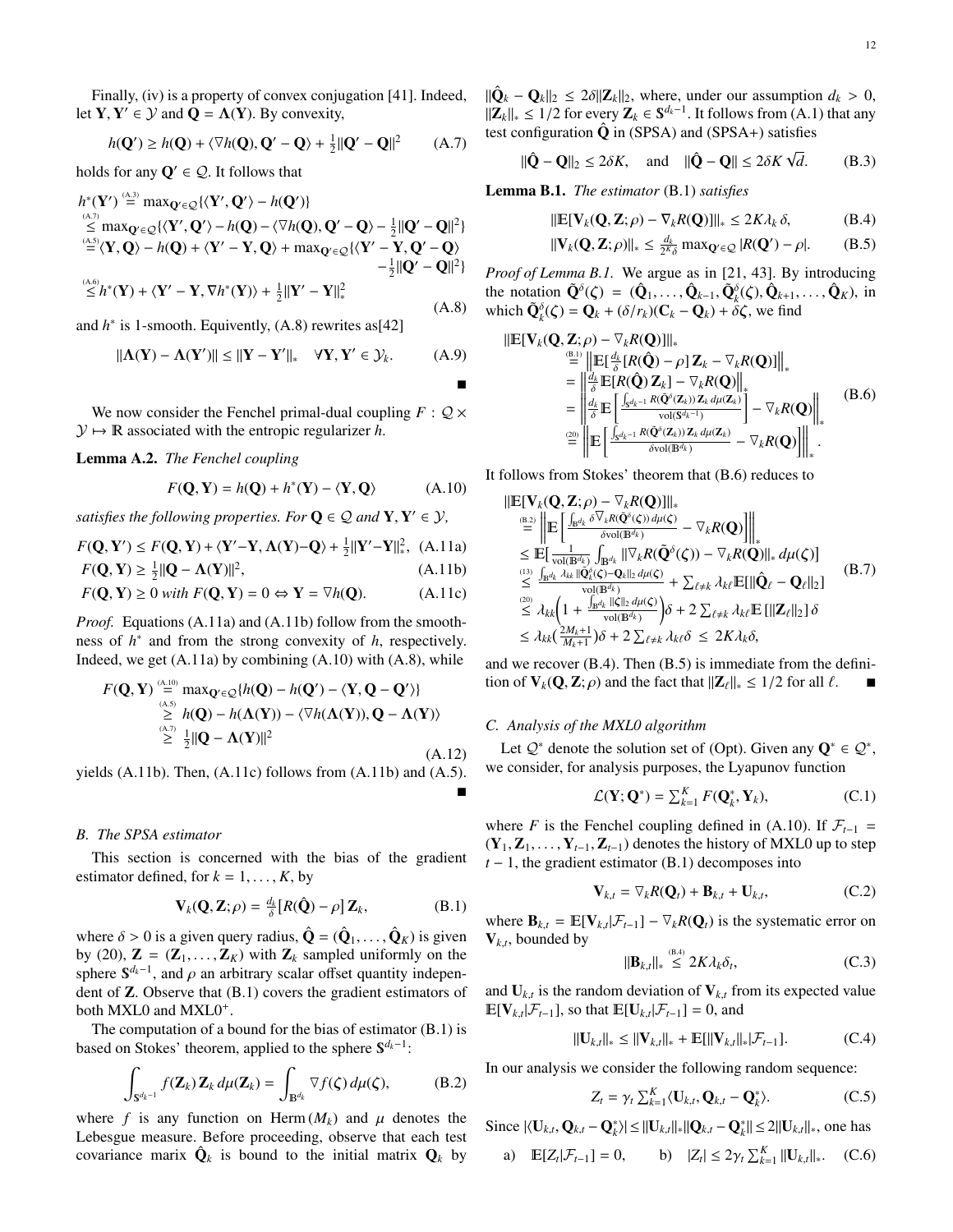Finally, (iv) is a property of convex conjugation [41]. Indeed, let $\mathbf{Y}, \mathbf{Y}' \in \mathcal{Y}$ and $\mathbf{Q} = \mathbf{\Lambda}(\mathbf{Y})$. By convexity,

$$h(\mathbf{Q}') \geq h(\mathbf{Q}) + \langle \nabla h(\mathbf{Q}), \mathbf{Q}' - \mathbf{Q} \rangle + \tfrac{1}{2}\|\mathbf{Q}' - \mathbf{Q}\|^2 \tag{A.7}$$

holds for any $\mathbf{Q}' \in \mathcal{Q}$. It follows that

$$\begin{aligned}
h^*(\mathbf{Y}') &\overset{\text{(A.3)}}{=} \max_{\mathbf{Q}' \in \mathcal{Q}} \{\langle \mathbf{Y}', \mathbf{Q}' \rangle - h(\mathbf{Q}')\} \\
&\overset{\text{(A.7)}}{\leq} \max_{\mathbf{Q}' \in \mathcal{Q}} \{\langle \mathbf{Y}', \mathbf{Q}' \rangle - h(\mathbf{Q}) - \langle \nabla h(\mathbf{Q}), \mathbf{Q}' - \mathbf{Q} \rangle - \tfrac{1}{2}\|\mathbf{Q}' - \mathbf{Q}\|^2\} \\
&\overset{\text{(A.5)}}{=} \langle \mathbf{Y}, \mathbf{Q} \rangle - h(\mathbf{Q}) + \langle \mathbf{Y}' - \mathbf{Y}, \mathbf{Q} \rangle + \max_{\mathbf{Q}' \in \mathcal{Q}} \{\langle \mathbf{Y}' - \mathbf{Y}, \mathbf{Q}' - \mathbf{Q} \rangle - \tfrac{1}{2}\|\mathbf{Q}' - \mathbf{Q}\|^2\} \\
&\overset{\text{(A.6)}}{\leq} h^*(\mathbf{Y}) + \langle \mathbf{Y}' - \mathbf{Y}, \nabla h^*(\mathbf{Y}) \rangle + \tfrac{1}{2}\|\mathbf{Y}' - \mathbf{Y}\|_*^2
\end{aligned} \tag{A.8}$$

and $h^*$ is 1-smooth. Equivently, (A.8) rewrites as[42]

$$\|\mathbf{\Lambda}(\mathbf{Y}) - \mathbf{\Lambda}(\mathbf{Y}')\| \leq \|\mathbf{Y} - \mathbf{Y}'\|_* \quad \forall \mathbf{Y}, \mathbf{Y}' \in \mathcal{Y}_k. \tag{A.9}$$

■

We now consider the Fenchel primal-dual coupling $F : \mathcal{Q} \times \mathcal{Y} \mapsto \mathbb{R}$ associated with the entropic regularizer $h$.

**Lemma A.2.** *The Fenchel coupling*

$$F(\mathbf{Q}, \mathbf{Y}) = h(\mathbf{Q}) + h^*(\mathbf{Y}) - \langle \mathbf{Y}, \mathbf{Q} \rangle \tag{A.10}$$

*satisfies the following properties. For $\mathbf{Q} \in \mathcal{Q}$ and $\mathbf{Y}, \mathbf{Y}' \in \mathcal{Y}$,*

$$F(\mathbf{Q}, \mathbf{Y}') \leq F(\mathbf{Q}, \mathbf{Y}) + \langle \mathbf{Y}' - \mathbf{Y}, \mathbf{\Lambda}(\mathbf{Y}) - \mathbf{Q} \rangle + \tfrac{1}{2}\|\mathbf{Y}' - \mathbf{Y}\|_*^2, \tag{A.11a}$$

$$F(\mathbf{Q}, \mathbf{Y}) \geq \tfrac{1}{2}\|\mathbf{Q} - \mathbf{\Lambda}(\mathbf{Y})\|^2, \tag{A.11b}$$

$$F(\mathbf{Q}, \mathbf{Y}) \geq 0 \text{ with } F(\mathbf{Q}, \mathbf{Y}) = 0 \Leftrightarrow \mathbf{Y} = \nabla h(\mathbf{Q}). \tag{A.11c}$$

*Proof.* Equations (A.11a) and (A.11b) follow from the smoothness of $h^*$ and from the strong convexity of $h$, respectively. Indeed, we get (A.11a) by combining (A.10) with (A.8), while

$$\begin{aligned}
F(\mathbf{Q}, \mathbf{Y}) &\overset{\text{(A.10)}}{=} \max_{\mathbf{Q}' \in \mathcal{Q}} \{h(\mathbf{Q}) - h(\mathbf{Q}') - \langle \mathbf{Y}, \mathbf{Q} - \mathbf{Q}' \rangle\} \\
&\overset{\text{(A.5)}}{\geq} h(\mathbf{Q}) - h(\mathbf{\Lambda}(\mathbf{Y})) - \langle \nabla h(\mathbf{\Lambda}(\mathbf{Y})), \mathbf{Q} - \mathbf{\Lambda}(\mathbf{Y}) \rangle \\
&\overset{\text{(A.7)}}{\geq} \tfrac{1}{2}\|\mathbf{Q} - \mathbf{\Lambda}(\mathbf{Y})\|^2
\end{aligned} \tag{A.12}$$

yields (A.11b). Then, (A.11c) follows from (A.11b) and (A.5). ■

### B. The SPSA estimator

This section is concerned with the bias of the gradient estimator defined, for $k = 1, \ldots, K$, by

$$\mathbf{V}_k(\mathbf{Q}, \mathbf{Z}; \rho) = \tfrac{d_k}{\delta}\left[R(\hat{\mathbf{Q}}) - \rho\right] \mathbf{Z}_k, \tag{B.1}$$

where $\delta > 0$ is a given query radius, $\hat{\mathbf{Q}} = (\hat{\mathbf{Q}}_1, \ldots, \hat{\mathbf{Q}}_K)$ is given by (20), $\mathbf{Z} = (\mathbf{Z}_1, \ldots, \mathbf{Z}_K)$ with $\mathbf{Z}_k$ sampled uniformly on the sphere $\mathbb{S}^{d_k - 1}$, and $\rho$ an arbitrary scalar offset quantity independent of $\mathbf{Z}$. Observe that (B.1) covers the gradient estimators of both MXL0 and MXL0$^+$.

The computation of a bound for the bias of estimator (B.1) is based on Stokes' theorem, applied to the sphere $\mathbb{S}^{d_k - 1}$:

$$\int_{\mathbb{S}^{d_k - 1}} f(\mathbf{Z}_k)\, \mathbf{Z}_k\, d\mu(\mathbf{Z}_k) = \int_{\mathbb{B}^{d_k}} \nabla f(\boldsymbol{\zeta})\, d\mu(\boldsymbol{\zeta}), \tag{B.2}$$

where $f$ is any function on $\mathrm{Herm}(M_k)$ and $\mu$ denotes the Lebesgue measure. Before proceeding, observe that each test covariance marix $\hat{\mathbf{Q}}_k$ is bound to the initial matrix $\mathbf{Q}_k$ by $\|\hat{\mathbf{Q}}_k - \mathbf{Q}_k\|_2 \leq 2\delta\|\mathbf{Z}_k\|_2$, where, under our assumption $d_k > 0$, $\|\mathbf{Z}_k\|_* \leq 1/2$ for every $\mathbf{Z}_k \in \mathbb{S}^{d_k - 1}$. It follows from (A.1) that any test configuration $\hat{\mathbf{Q}}$ in (SPSA) and (SPSA+) satisfies

$$\|\hat{\mathbf{Q}} - \mathbf{Q}\|_2 \leq 2\delta K, \quad \text{and} \quad \|\hat{\mathbf{Q}} - \mathbf{Q}\| \leq 2\delta K\sqrt{d}. \tag{B.3}$$

**Lemma B.1.** *The estimator* (B.1) *satisfies*

$$\|\mathbb{E}[\mathbf{V}_k(\mathbf{Q}, \mathbf{Z}; \rho) - \nabla_k R(\mathbf{Q})]\|_* \leq 2K\lambda_k\, \delta, \tag{B.4}$$

$$\|\mathbf{V}_k(\mathbf{Q}, \mathbf{Z}; \rho)\|_* \leq \tfrac{d_k}{2^k \delta} \max_{\mathbf{Q}' \in \mathcal{Q}} |R(\mathbf{Q}') - \rho|. \tag{B.5}$$

*Proof of Lemma B.1.* We argue as in [21, 43]. By introducing the notation $\tilde{\mathbf{Q}}^\delta(\boldsymbol{\zeta}) = (\hat{\mathbf{Q}}_1, \ldots, \hat{\mathbf{Q}}_{k-1}, \tilde{\mathbf{Q}}_k^\delta(\boldsymbol{\zeta}), \hat{\mathbf{Q}}_{k+1}, \ldots, \hat{\mathbf{Q}}_K)$, in which $\tilde{\mathbf{Q}}_k^\delta(\boldsymbol{\zeta}) = \mathbf{Q}_k + (\delta/r_k)(\mathbf{C}_k - \mathbf{Q}_k) + \delta\boldsymbol{\zeta}$, we find

$$\begin{aligned}
\|\mathbb{E}[\mathbf{V}_k(\mathbf{Q}, \mathbf{Z}; \rho) - \nabla_k R(\mathbf{Q})]\|_* &\overset{\text{(B.1)}}{=} \left\|\mathbb{E}\left[\tfrac{d_k}{\delta}[R(\hat{\mathbf{Q}}) - \rho]\, \mathbf{Z}_k - \nabla_k R(\mathbf{Q})\right]\right\|_* \\
&= \left\|\tfrac{d_k}{\delta}\mathbb{E}[R(\hat{\mathbf{Q}})\, \mathbf{Z}_k] - \nabla_k R(\mathbf{Q})\right\|_* \\
&= \left\|\tfrac{d_k}{\delta}\mathbb{E}\left[\tfrac{\int_{\mathbb{S}^{d_k - 1}} R(\tilde{\mathbf{Q}}^\delta(\mathbf{Z}_k))\, \mathbf{Z}_k\, d\mu(\mathbf{Z}_k)}{\mathrm{vol}(\mathbb{S}^{d_k - 1})}\right] - \nabla_k R(\mathbf{Q})\right\|_* \\
&\overset{(20)}{=} \left\|\mathbb{E}\left[\tfrac{\int_{\mathbb{S}^{d_k - 1}} R(\tilde{\mathbf{Q}}^\delta(\mathbf{Z}_k))\, \mathbf{Z}_k\, d\mu(\mathbf{Z}_k)}{\delta \mathrm{vol}(\mathbb{B}^{d_k})} - \nabla_k R(\mathbf{Q})\right]\right\|_*.
\end{aligned} \tag{B.6}$$

It follows from Stokes' theorem that (B.6) reduces to

$$\begin{aligned}
\|\mathbb{E}[\mathbf{V}_k(\mathbf{Q}, \mathbf{Z}; \rho) - \nabla_k R(\mathbf{Q})]\|_* &\overset{\text{(B.2)}}{=} \left\|\mathbb{E}\left[\tfrac{\int_{\mathbb{B}^{d_k}} \delta \nabla_k R(\tilde{\mathbf{Q}}^\delta(\boldsymbol{\zeta}))\, d\mu(\boldsymbol{\zeta})}{\delta \mathrm{vol}(\mathbb{B}^{d_k})} - \nabla_k R(\mathbf{Q})\right]\right\|_* \\
&\leq \mathbb{E}\left[\tfrac{1}{\mathrm{vol}(\mathbb{B}^{d_k})}\int_{\mathbb{B}^{d_k}} \|\nabla_k R(\tilde{\mathbf{Q}}^\delta(\boldsymbol{\zeta})) - \nabla_k R(\mathbf{Q})\|_*\, d\mu(\boldsymbol{\zeta})\right] \\
&\overset{(13)}{\leq} \tfrac{\int_{\mathbb{B}^{d_k}} \lambda_{kk} \|\tilde{\mathbf{Q}}_k^\delta(\boldsymbol{\zeta}) - \mathbf{Q}_k\|_2\, d\mu(\boldsymbol{\zeta})}{\mathrm{vol}(\mathbb{B}^{d_k})} + \textstyle\sum_{\ell \neq k} \lambda_{k\ell} \mathbb{E}[\|\hat{\mathbf{Q}}_\ell - \mathbf{Q}_\ell\|_2] \\
&\overset{(20)}{\leq} \lambda_{kk}\Big(1 + \tfrac{\int_{\mathbb{B}^{d_k}} \|\boldsymbol{\zeta}\|_2\, d\mu(\boldsymbol{\zeta})}{\mathrm{vol}(\mathbb{B}^{d_k})}\Big)\delta + 2\textstyle\sum_{\ell \neq k} \lambda_{k\ell} \mathbb{E}[\|\mathbf{Z}_\ell\|_2]\, \delta \\
&\leq \lambda_{kk}\big(\tfrac{2M_k + 1}{M_k + 1}\big)\delta + 2\textstyle\sum_{\ell \neq k} \lambda_{k\ell}\delta \leq 2K\lambda_k\delta,
\end{aligned} \tag{B.7}$$

and we recover (B.4). Then (B.5) is immediate from the definition of $\mathbf{V}_k(\mathbf{Q}, \mathbf{Z}; \rho)$ and the fact that $\|\mathbf{Z}_\ell\|_* \leq 1/2$ for all $\ell$. ■

### C. Analysis of the MXL0 algorithm

Let $\mathcal{Q}^*$ denote the solution set of (Opt). Given any $\mathbf{Q}^* \in \mathcal{Q}^*$, we consider, for analysis purposes, the Lyapunov function

$$\mathcal{L}(\mathbf{Y}; \mathbf{Q}^*) = \textstyle\sum_{k=1}^K F(\mathbf{Q}_k^*, \mathbf{Y}_k), \tag{C.1}$$

where $F$ is the Fenchel coupling defined in (A.10). If $\mathcal{F}_{t-1} = (\mathbf{Y}_1, \mathbf{Z}_1, \ldots, \mathbf{Y}_{t-1}, \mathbf{Z}_{t-1})$ denotes the history of MXL0 up to step $t - 1$, the gradient estimator (B.1) decomposes into

$$\mathbf{V}_{k,t} = \nabla_k R(\mathbf{Q}_t) + \mathbf{B}_{k,t} + \mathbf{U}_{k,t}, \tag{C.2}$$

where $\mathbf{B}_{k,t} = \mathbb{E}[\mathbf{V}_{k,t}|\mathcal{F}_{t-1}] - \nabla_k R(\mathbf{Q}_t)$ is the systematic error on $\mathbf{V}_{k,t}$, bounded by

$$\|\mathbf{B}_{k,t}\|_* \overset{\text{(B.4)}}{\leq} 2K\lambda_k\delta_t, \tag{C.3}$$

and $\mathbf{U}_{k,t}$ is the random deviation of $\mathbf{V}_{k,t}$ from its expected value $\mathbb{E}[\mathbf{V}_{k,t}|\mathcal{F}_{t-1}]$, so that $\mathbb{E}[\mathbf{U}_{k,t}|\mathcal{F}_{t-1}] = 0$, and

$$\|\mathbf{U}_{k,t}\|_* \leq \|\mathbf{V}_{k,t}\|_* + \mathbb{E}[\|\mathbf{V}_{k,t}\|_*|\mathcal{F}_{t-1}]. \tag{C.4}$$

In our analysis we consider the following random sequence:

$$Z_t = \gamma_t \textstyle\sum_{k=1}^K \langle \mathbf{U}_{k,t}, \mathbf{Q}_{k,t} - \mathbf{Q}_k^* \rangle. \tag{C.5}$$

Since $|\langle \mathbf{U}_{k,t}, \mathbf{Q}_{k,t} - \mathbf{Q}_k^* \rangle| \leq \|\mathbf{U}_{k,t}\|_* \|\mathbf{Q}_{k,t} - \mathbf{Q}_k^*\| \leq 2\|\mathbf{U}_{k,t}\|_*$, one has

$$\text{a)} \quad \mathbb{E}[Z_t|\mathcal{F}_{t-1}] = 0, \qquad \text{b)} \quad |Z_t| \leq 2\gamma_t \textstyle\sum_{k=1}^K \|\mathbf{U}_{k,t}\|_*. \tag{C.6}$$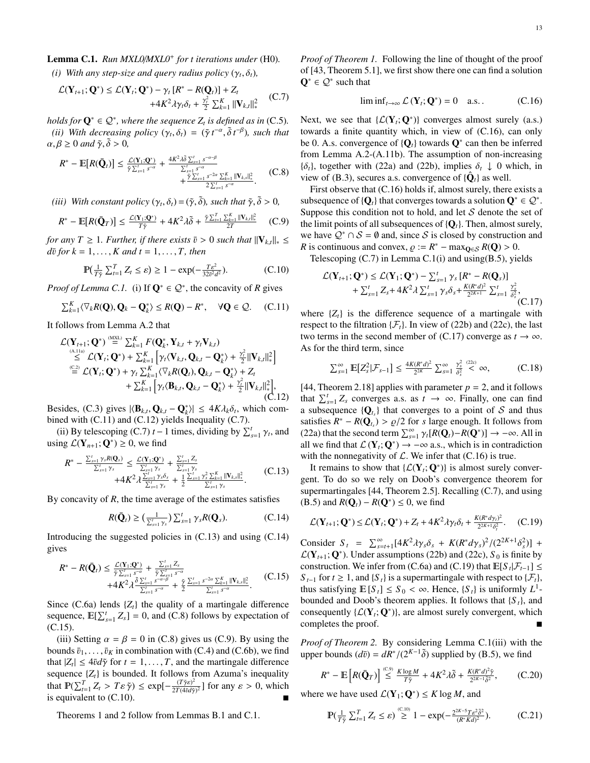**Lemma C.1.** *Run MXL0/MXL0$^+$ for $t$ iterations under* (H0).

*(i) With any step-size and query radius policy $(\gamma_t, \delta_t)$,*

$$\mathcal{L}(\mathbf{Y}_{t+1}; \mathbf{Q}^*) \leq \mathcal{L}(\mathbf{Y}_t; \mathbf{Q}^*) - \gamma_t [R^* - R(\mathbf{Q}_t)] + Z_t + 4K^2\lambda\gamma_t\delta_t + \frac{\gamma_t^2}{2}\sum_{k=1}^K \|\mathbf{V}_{k,t}\|_*^2 \tag{C.7}$$

*holds for $\mathbf{Q}^* \in \mathcal{Q}^*$, where the sequence $Z_t$ is defined as in* (C.5).

*(ii) With decreasing policy $(\gamma_t, \delta_t) = (\tilde{\gamma}\, t^{-\alpha}, \tilde{\delta}\, t^{-\beta})$, such that $\alpha, \beta \geq 0$ and $\tilde{\gamma}, \tilde{\delta} > 0$,*

$$R^* - \mathbb{E}[R(\bar{\mathbf{Q}}_t)] \leq \frac{\mathcal{L}(\mathbf{Y}_1; \mathbf{Q}^*)}{\tilde{\gamma}\sum_{s=1}^t s^{-\alpha}} + \frac{4K^2\lambda\tilde{\delta}\sum_{s=1}^t s^{-\alpha-\beta}}{\sum_{s=1}^t s^{-\alpha}} + \frac{\tilde{\gamma}\sum_{s=1}^t s^{-2\alpha}\sum_{k=1}^K \|\mathbf{V}_{k,s}\|_*^2}{2\sum_{s=1}^t s^{-\alpha}}. \tag{C.8}$$

*(iii) With constant policy $(\gamma_t, \delta_t) = (\tilde{\gamma}, \tilde{\delta})$, such that $\tilde{\gamma}, \tilde{\delta} > 0$,*

$$R^* - \mathbb{E}[R(\bar{\mathbf{Q}}_T)] \leq \frac{\mathcal{L}(\mathbf{Y}_1; \mathbf{Q}^*)}{T\tilde{\gamma}} + 4K^2\lambda\tilde{\delta} + \frac{\tilde{\gamma}\sum_{t=1}^T\sum_{k=1}^K \|\mathbf{V}_{k,t}\|_*^2}{2T} \tag{C.9}$$

*for any $T \geq 1$. Further, if there exists $\bar{v} > 0$ such that $\|\mathbf{V}_{k,t}\|_* \leq d\bar{v}$ for $k = 1, \dots, K$ and $t = 1, \dots, T$, then*

$$\mathbb{P}\big(\tfrac{1}{T\tilde{\gamma}}\textstyle\sum_{t=1}^T Z_t \leq \varepsilon\big) \geq 1 - \exp\big(-\frac{T\varepsilon^2}{32\bar{v}^2 d^2}\big). \tag{C.10}$$

*Proof of Lemma C.1.* (i) If $\mathbf{Q}^* \in \mathcal{Q}^*$, the concavity of $R$ gives

$$\textstyle\sum_{k=1}^K \langle \nabla_k R(\mathbf{Q}), \mathbf{Q}_k - \mathbf{Q}_k^* \rangle \leq R(\mathbf{Q}) - R^*, \quad \forall \mathbf{Q} \in \mathcal{Q}. \tag{C.11}$$

It follows from Lemma A.2 that

$$\begin{aligned}
\mathcal{L}(\mathbf{Y}_{t+1}; \mathbf{Q}^*) &\overset{\text{(MXL)}}{=} \textstyle\sum_{k=1}^K F(\mathbf{Q}_k^*, \mathbf{Y}_{k,t} + \gamma_t \mathbf{V}_{k,t}) \\
&\overset{\text{(A.11a)}}{\leq} \mathcal{L}(\mathbf{Y}_t; \mathbf{Q}^*) + \textstyle\sum_{k=1}^K \Big[\gamma_t \langle \mathbf{V}_{k,t}, \mathbf{Q}_{k,t} - \mathbf{Q}_k^* \rangle + \frac{\gamma_t^2}{2}\|\mathbf{V}_{k,t}\|_*^2\Big] \\
&\overset{\text{(C.2)}}{=} \mathcal{L}(\mathbf{Y}_t; \mathbf{Q}^*) + \gamma_t \textstyle\sum_{k=1}^K \langle \nabla_k R(\mathbf{Q}_t), \mathbf{Q}_{k,t} - \mathbf{Q}_k^* \rangle + Z_t \\
&\quad + \textstyle\sum_{k=1}^K \Big[\gamma_t \langle \mathbf{B}_{k,t}, \mathbf{Q}_{k,t} - \mathbf{Q}_k^* \rangle + \frac{\gamma_t^2}{2}\|\mathbf{V}_{k,t}\|_*^2\Big],
\end{aligned} \tag{C.12}$$

Besides, (C.3) gives $|\langle \mathbf{B}_{k,t}, \mathbf{Q}_{k,t} - \mathbf{Q}_k^* \rangle| \leq 4K\lambda_k\delta_t$, which combined with (C.11) and (C.12) yields Inequality (C.7).

(ii) By telescoping (C.7) $t-1$ times, dividing by $\sum_{s=1}^t \gamma_t$, and using $\mathcal{L}(\mathbf{Y}_{n+1}; \mathbf{Q}^*) \geq 0$, we find

$$R^* - \frac{\sum_{s=1}^t \gamma_s R(\mathbf{Q}_s)}{\sum_{s=1}^t \gamma_s} \leq \frac{\mathcal{L}(\mathbf{Y}_1; \mathbf{Q}^*)}{\sum_{s=1}^t \gamma_s} + \frac{\sum_{s=1}^t Z_s}{\sum_{s=1}^t \gamma_s} + 4K^2\lambda\frac{\sum_{s=1}^t \gamma_s\delta_s}{\sum_{s=1}^t \gamma_s} + \frac{1}{2}\frac{\sum_{s=1}^t \gamma_s^2\sum_{k=1}^K \|\mathbf{V}_{k,s}\|_*^2}{\sum_{s=1}^t \gamma_s}. \tag{C.13}$$

By concavity of $R$, the time average of the estimates satisfies

$$R(\bar{\mathbf{Q}}_t) \geq \big(\tfrac{1}{\sum_{s=1}^t \gamma_s}\big)\textstyle\sum_{s=1}^t \gamma_s R(\mathbf{Q}_s). \tag{C.14}$$

Introducing the suggested policies in (C.13) and using (C.14) gives

$$R^* - R(\bar{\mathbf{Q}}_t) \leq \frac{\mathcal{L}(\mathbf{Y}_1; \mathbf{Q}^*)}{\tilde{\gamma}\sum_{s=1}^t s^{-\alpha}} + \frac{\sum_{s=1}^t Z_s}{\tilde{\gamma}\sum_{s=1}^t s^{-\alpha}} + 4K^2\lambda\frac{\tilde{\delta}\sum_{s=1}^t s^{-\alpha-\beta}}{\sum_{s=1}^t s^{-\alpha}} + \frac{\tilde{\gamma}}{2}\frac{\sum_{s=1}^t s^{-2\alpha}\sum_{k=1}^K \|\mathbf{V}_{k,s}\|_*^2}{\sum_{s=1}^t s^{-\alpha}}. \tag{C.15}$$

Since (C.6a) lends $\{Z_t\}$ the quality of a martingale difference sequence, $\mathbb{E}[\sum_{s=1}^t Z_s] = 0$, and (C.8) follows by expectation of (C.15).

(iii) Setting $\alpha = \beta = 0$ in (C.8) gives us (C.9). By using the bounds $\bar{v}_1, \dots, \bar{v}_K$ in combination with (C.4) and (C.6b), we find that $|Z_t| \leq 4\bar{v}d\tilde{\gamma}$ for $t = 1, \dots, T$, and the martingale difference sequence $\{Z_t\}$ is bounded. It follows from Azuma's inequality that $\mathbb{P}(\sum_{t=1}^T Z_t > T\varepsilon\,\tilde{\gamma}) \leq \exp[-\frac{(T\tilde{\gamma}\varepsilon)^2}{2T(4\bar{v}d\tilde{\gamma})^2}]$ for any $\varepsilon > 0$, which is equivalent to (C.10). ∎

Theorems 1 and 2 follow from Lemmas B.1 and C.1.

*Proof of Theorem 1.* Following the line of thought of the proof of [43, Theorem 5.1], we first show there one can find a solution $\mathbf{Q}^* \in \mathcal{Q}^*$ such that

$$\liminf_{t\to\infty} \mathcal{L}(\mathbf{Y}_t; \mathbf{Q}^*) = 0 \quad \text{a.s.}. \tag{C.16}$$

Next, we see that $\{\mathcal{L}(\mathbf{Y}_t; \mathbf{Q}^*)\}$ converges almost surely (a.s.) towards a finite quantity which, in view of (C.16), can only be 0. A.s. convergence of $\{\mathbf{Q}_t\}$ towards $\mathbf{Q}^*$ can then be inferred from Lemma A.2-(A.11b). The assumption of non-increasing $\{\delta_t\}$, together with (22a) and (22b), implies $\delta_t \downarrow 0$ which, in view of (B.3), secures a.s. convergence of $\{\hat{\mathbf{Q}}_t\}$ as well.

First observe that (C.16) holds if, almost surely, there exists a subsequence of $\{\mathbf{Q}_t\}$ that converges towards a solution $\mathbf{Q}^* \in \mathcal{Q}^*$. Suppose this condition not to hold, and let $\mathcal{S}$ denote the set of the limit points of all subsequences of $\{\mathbf{Q}_t\}$. Then, almost surely, we have $\mathcal{Q}^* \cap \mathcal{S} = \emptyset$ and, since $\mathcal{S}$ is closed by construction and $R$ is continuous and convex, $\varrho := R^* - \max_{\mathbf{Q}\in\mathcal{S}} R(\mathbf{Q}) > 0$.

Telescoping (C.7) in Lemma C.1(i) and using(B.5), yields

$$\mathcal{L}(\mathbf{Y}_{t+1}; \mathbf{Q}^*) \leq \mathcal{L}(\mathbf{Y}_1; \mathbf{Q}^*) - \textstyle\sum_{s=1}^t \gamma_s [R^* - R(\mathbf{Q}_s)] + \sum_{s=1}^t Z_s + 4K^2\lambda\sum_{s=1}^t \gamma_s\delta_s + \frac{K(R^*d)^2}{2^{2K+1}}\sum_{s=1}^t \frac{\gamma_s^2}{\delta_s^2}, \tag{C.17}$$

where $\{Z_t\}$ is the difference sequence of a martingale with respect to the filtration $\{\mathcal{F}_t\}$. In view of (22b) and (22c), the last two terms in the second member of (C.17) converge as $t \to \infty$. As for the third term, since

$$\textstyle\sum_{s=1}^\infty \mathbb{E}[Z_s^2 | \mathcal{F}_{s-1}] \leq \frac{4K(R^*d)^2}{2^{2K}}\sum_{s=1}^\infty \frac{\gamma_s^2}{\delta_s^2} \overset{\text{(22c)}}{<} \infty, \tag{C.18}$$

[44, Theorem 2.18] applies with parameter $p = 2$, and it follows that $\sum_{s=1}^t Z_s$ converges a.s. as $t \to \infty$. Finally, one can find a subsequence $\{\mathbf{Q}_{t_s}\}$ that converges to a point of $\mathcal{S}$ and thus satisfies $R^* - R(\mathbf{Q}_{t_s}) > \varrho/2$ for $s$ large enough. It follows from (22a) that the second term $\sum_{s=1}^\infty \gamma_t[R(\mathbf{Q}_t) - R(\mathbf{Q}^*)] \to -\infty$. All in all we find that $\mathcal{L}(\mathbf{Y}_t; \mathbf{Q}^*) \to -\infty$ a.s., which is in contradiction with the nonnegativity of $\mathcal{L}$. We infer that (C.16) is true.

It remains to show that $\{\mathcal{L}(\mathbf{Y}_t; \mathbf{Q}^*)\}$ is almost surely convergent. To do so we rely on Doob's convergence theorem for supermartingales [44, Theorem 2.5]. Recalling (C.7), and using (B.5) and $R(\mathbf{Q}_t) - R(\mathbf{Q}^*) \leq 0$, we find

$$\mathcal{L}(\mathbf{Y}_{t+1}; \mathbf{Q}^*) \leq \mathcal{L}(\mathbf{Y}_t; \mathbf{Q}^*) + Z_t + 4K^2\lambda\gamma_t\delta_t + \frac{K(R^*d\gamma_t)^2}{2^{2K+1}\delta_t^2}. \tag{C.19}$$

Consider $S_t = \sum_{s=t+1}^\infty [4K^2\lambda\gamma_s\delta_s + K(R^*d\gamma_s)^2/(2^{2K+1}\delta_s^2)] + \mathcal{L}(\mathbf{Y}_{t+1}; \mathbf{Q}^*)$. Under assumptions (22b) and (22c), $S_0$ is finite by construction. We infer from (C.6a) and (C.19) that $\mathbb{E}[S_t|\mathcal{F}_{t-1}] \leq S_{t-1}$ for $t \geq 1$, and $\{S_t\}$ is a supermartingale with respect to $\{\mathcal{F}_t\}$, thus satisfying $\mathbb{E}[S_t] \leq S_0 < \infty$. Hence, $\{S_t\}$ is uniformly $L^1$-bounded and Doob's theorem applies. It follows that $\{S_t\}$, and consequently $\{\mathcal{L}(\mathbf{Y}_t; \mathbf{Q}^*)\}$, are almost surely convergent, which completes the proof. ∎

*Proof of Theorem 2.* By considering Lemma C.1(iii) with the upper bounds $(d\bar{v}) = dR^*/(2^{K-1}\tilde{\delta})$ supplied by (B.5), we find

$$R^* - \mathbb{E}\Big[R(\bar{\mathbf{Q}}_T)\Big] \overset{\text{(C.9)}}{\leq} \frac{K\log M}{T\tilde{\gamma}} + 4K^2\lambda\tilde{\delta} + \frac{K(R^*d)^2\tilde{\gamma}}{2^{2K-1}\tilde{\delta}^2}, \tag{C.20}$$

where we have used $\mathcal{L}(\mathbf{Y}_1; \mathbf{Q}^*) \leq K\log M$, and

$$\mathbb{P}\big(\tfrac{1}{T\tilde{\gamma}}\textstyle\sum_{t=1}^T Z_t \leq \varepsilon\big) \overset{\text{(C.10)}}{\geq} 1 - \exp\big(-\frac{2^{2K-5}T\varepsilon^2\tilde{\delta}^2}{(R^*Kd)^2}\big). \tag{C.21}$$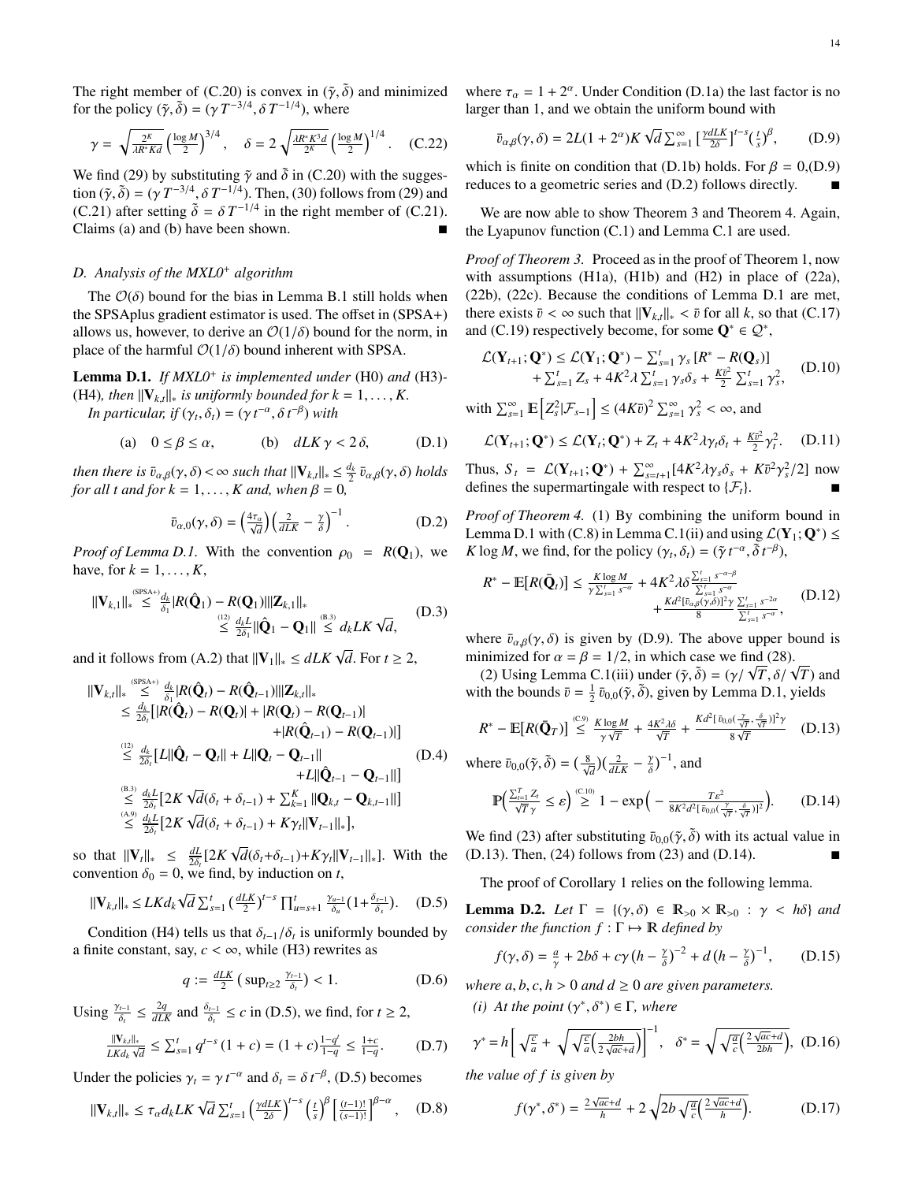The right member of (C.20) is convex in $(\tilde{\gamma}, \tilde{\delta})$ and minimized for the policy $(\tilde{\gamma}, \tilde{\delta}) = (\gamma\, T^{-3/4}, \delta\, T^{-1/4})$, where

$$\gamma = \sqrt{\tfrac{2^K}{\lambda R^* K d}} \left(\tfrac{\log M}{2}\right)^{3/4}, \quad \delta = 2\sqrt{\tfrac{\lambda R^* K^3 d}{2^K}} \left(\tfrac{\log M}{2}\right)^{1/4}. \tag{C.22}$$

We find (29) by substituting $\tilde{\gamma}$ and $\tilde{\delta}$ in (C.20) with the suggestion $(\tilde{\gamma}, \tilde{\delta}) = (\gamma\, T^{-3/4}, \delta\, T^{-1/4})$. Then, (30) follows from (29) and (C.21) after setting $\tilde{\delta} = \delta\, T^{-1/4}$ in the right member of (C.21). Claims (a) and (b) have been shown. ∎

### D. Analysis of the MXL0$^+$ algorithm

The $\mathcal{O}(\delta)$ bound for the bias in Lemma B.1 still holds when the SPSAplus gradient estimator is used. The offset in (SPSA+) allows us, however, to derive an $\mathcal{O}(1/\delta)$ bound for the norm, in place of the harmful $\mathcal{O}(1/\delta)$ bound inherent with SPSA.

**Lemma D.1.** *If MXL0$^+$ is implemented under* (H0) *and* (H3)-(H4)*, then $\|\mathbf{V}_{k,t}\|_*$ is uniformly bounded for $k = 1, \ldots, K$.*
*In particular, if $(\gamma_t, \delta_t) = (\gamma\, t^{-\alpha}, \delta\, t^{-\beta})$ with*

$$\text{(a)} \quad 0 \le \beta \le \alpha, \qquad \text{(b)} \quad dLK\,\gamma < 2\,\delta, \tag{D.1}$$

*then there is $\bar{v}_{\alpha,\beta}(\gamma, \delta) < \infty$ such that $\|\mathbf{V}_{k,t}\|_* \le \frac{d_k}{2}\, \bar{v}_{\alpha,\beta}(\gamma, \delta)$ holds for all $t$ and for $k = 1, \ldots, K$ and, when $\beta = 0$,*

$$\bar{v}_{\alpha,0}(\gamma, \delta) = \left(\tfrac{4\tau_\alpha}{\sqrt{d}}\right)\left(\tfrac{2}{dLK} - \tfrac{\gamma}{\delta}\right)^{-1}. \tag{D.2}$$

*Proof of Lemma D.1.* With the convention $\rho_0 = R(\mathbf{Q}_1)$, we have, for $k = 1, \ldots, K$,

$$\begin{aligned}\|\mathbf{V}_{k,1}\|_* &\overset{\text{(SPSA+)}}{\le} \tfrac{d_k}{\delta_1} |R(\hat{\mathbf{Q}}_1) - R(\mathbf{Q}_1)| \|\mathbf{Z}_{k,1}\|_* \\ &\overset{(12)}{\le} \tfrac{d_k L}{2\delta_1} \|\hat{\mathbf{Q}}_1 - \mathbf{Q}_1\| \overset{\text{(B.3)}}{\le} d_k LK\sqrt{d},\end{aligned} \tag{D.3}$$

and it follows from (A.2) that $\|\mathbf{V}_1\|_* \le dLK\sqrt{d}$. For $t \ge 2$,

$$\begin{aligned}\|\mathbf{V}_{k,t}\|_* &\overset{\text{(SPSA+)}}{\le} \tfrac{d_k}{\delta_t} |R(\hat{\mathbf{Q}}_t) - R(\hat{\mathbf{Q}}_{t-1})| \|\mathbf{Z}_{k,t}\|_* \\ &\le \tfrac{d_k}{2\delta_t} \big[ |R(\hat{\mathbf{Q}}_t) - R(\mathbf{Q}_t)| + |R(\mathbf{Q}_t) - R(\mathbf{Q}_{t-1})| \\ &\qquad\qquad + |R(\hat{\mathbf{Q}}_{t-1}) - R(\mathbf{Q}_{t-1})| \big] \\ &\overset{(12)}{\le} \tfrac{d_k}{2\delta_t} \big[ L\|\hat{\mathbf{Q}}_t - \mathbf{Q}_t\| + L\|\mathbf{Q}_t - \mathbf{Q}_{t-1}\| \\ &\qquad\qquad + L\|\hat{\mathbf{Q}}_{t-1} - \mathbf{Q}_{t-1}\| \big] \\ &\overset{\text{(B.3)}}{\le} \tfrac{d_k L}{2\delta_t} \big[ 2K\sqrt{d}(\delta_t + \delta_{t-1}) + \textstyle\sum_{k=1}^K \|\mathbf{Q}_{k,t} - \mathbf{Q}_{k,t-1}\| \big] \\ &\overset{\text{(A.9)}}{\le} \tfrac{d_k L}{2\delta_t} \big[ 2K\sqrt{d}(\delta_t + \delta_{t-1}) + K\gamma_t \|\mathbf{V}_{t-1}\|_* \big],\end{aligned} \tag{D.4}$$

so that $\|\mathbf{V}_t\|_* \le \frac{dL}{2\delta_t}[2K\sqrt{d}(\delta_t + \delta_{t-1}) + K\gamma_t \|\mathbf{V}_{t-1}\|_*]$. With the convention $\delta_0 = 0$, we find, by induction on $t$,

$$\|\mathbf{V}_{k,t}\|_* \le LK d_k \sqrt{d} \textstyle\sum_{s=1}^t \left(\frac{dLK}{2}\right)^{t-s} \prod_{u=s+1}^t \frac{\gamma_{u-1}}{\delta_u}\left(1 + \frac{\delta_{s-1}}{\delta_s}\right). \tag{D.5}$$

Condition (H4) tells us that $\delta_{t-1}/\delta_t$ is uniformly bounded by a finite constant, say, $c < \infty$, while (H3) rewrites as

$$q := \tfrac{dLK}{2} \left( \sup_{t \ge 2} \tfrac{\gamma_{t-1}}{\delta_t} \right) < 1. \tag{D.6}$$

Using $\frac{\gamma_{t-1}}{\delta_t} \le \frac{2q}{dLK}$ and $\frac{\delta_{t-1}}{\delta_t} \le c$ in (D.5), we find, for $t \ge 2$,

$$\tfrac{\|\mathbf{V}_{k,t}\|_*}{LKd_k\sqrt{d}} \le \textstyle\sum_{s=1}^t q^{t-s}(1 + c) = (1 + c)\frac{1 - q^t}{1 - q} \le \frac{1 + c}{1 - q}. \tag{D.7}$$

Under the policies $\gamma_t = \gamma\, t^{-\alpha}$ and $\delta_t = \delta\, t^{-\beta}$, (D.5) becomes

$$\|\mathbf{V}_{k,t}\|_* \le \tau_\alpha d_k LK\sqrt{d} \textstyle\sum_{s=1}^t \left(\frac{\gamma dLK}{2\delta}\right)^{t-s} \left(\frac{t}{s}\right)^\beta \left[\frac{(t-1)!}{(s-1)!}\right]^{\beta - \alpha}, \tag{D.8}$$

where $\tau_\alpha = 1 + 2^\alpha$. Under Condition (D.1a) the last factor is no larger than 1, and we obtain the uniform bound with

$$\bar{v}_{\alpha,\beta}(\gamma, \delta) = 2L(1 + 2^\alpha)K\sqrt{d} \textstyle\sum_{s=1}^\infty \left[\frac{\gamma dLK}{2\delta}\right]^{t-s} \left(\frac{t}{s}\right)^\beta, \tag{D.9}$$

which is finite on condition that (D.1b) holds. For $\beta = 0$,(D.9) reduces to a geometric series and (D.2) follows directly. ∎

We are now able to show Theorem 3 and Theorem 4. Again, the Lyapunov function (C.1) and Lemma C.1 are used.

*Proof of Theorem 3.* Proceed as in the proof of Theorem 1, now with assumptions (H1a), (H1b) and (H2) in place of (22a), (22b), (22c). Because the conditions of Lemma D.1 are met, there exists $\bar{v} < \infty$ such that $\|\mathbf{V}_{k,t}\|_* < \bar{v}$ for all $k$, so that (C.17) and (C.19) respectively become, for some $\mathbf{Q}^* \in \mathcal{Q}^*$,

$$\begin{aligned}\mathcal{L}(\mathbf{Y}_{t+1}; \mathbf{Q}^*) \le \mathcal{L}(\mathbf{Y}_1; \mathbf{Q}^*) - \textstyle\sum_{s=1}^t \gamma_s [R^* - R(\mathbf{Q}_s)] \\ + \textstyle\sum_{s=1}^t Z_s + 4K^2\lambda \sum_{s=1}^t \gamma_s\delta_s + \frac{K\bar{v}^2}{2}\sum_{s=1}^t \gamma_s^2,\end{aligned} \tag{D.10}$$

with $\sum_{s=1}^\infty \mathbb{E}\left[Z_s^2 | \mathcal{F}_{s-1}\right] \le (4K\bar{v})^2 \sum_{s=1}^\infty \gamma_s^2 < \infty$, and

$$\mathcal{L}(\mathbf{Y}_{t+1}; \mathbf{Q}^*) \le \mathcal{L}(\mathbf{Y}_t; \mathbf{Q}^*) + Z_t + 4K^2\lambda\gamma_t\delta_t + \tfrac{K\bar{v}^2}{2}\gamma_t^2. \tag{D.11}$$

Thus, $S_t = \mathcal{L}(\mathbf{Y}_{t+1}; \mathbf{Q}^*) + \sum_{s=t+1}^\infty [4K^2\lambda\gamma_s\delta_s + K\bar{v}^2\gamma_s^2/2]$ now defines the supermartingale with respect to $\{\mathcal{F}_t\}$. ∎

*Proof of Theorem 4.* (1) By combining the uniform bound in Lemma D.1 with (C.8) in Lemma C.1(ii) and using $\mathcal{L}(\mathbf{Y}_1; \mathbf{Q}^*) \le K\log M$, we find, for the policy $(\gamma_t, \delta_t) = (\tilde{\gamma}\, t^{-\alpha}, \tilde{\delta}\, t^{-\beta})$,

$$\begin{aligned}R^* - \mathbb{E}[R(\bar{\mathbf{Q}}_t)] \le \tfrac{K\log M}{\gamma\sum_{s=1}^t s^{-\alpha}} + 4K^2\lambda\delta\tfrac{\sum_{s=1}^t s^{-\alpha-\beta}}{\sum_{s=1}^t s^{-\alpha}} \\ + \tfrac{Kd^2[\bar{v}_{\alpha,\beta}(\gamma,\delta)]^2\gamma}{8}\tfrac{\sum_{s=1}^t s^{-2\alpha}}{\sum_{s=1}^t s^{-\alpha}},\end{aligned} \tag{D.12}$$

where $\bar{v}_{\alpha,\beta}(\gamma, \delta)$ is given by (D.9). The above upper bound is minimized for $\alpha = \beta = 1/2$, in which case we find (28).

(2) Using Lemma C.1(iii) under $(\tilde{\gamma}, \tilde{\delta}) = (\gamma/\sqrt{T}, \delta/\sqrt{T})$ and with the bounds $\bar{v} = \frac{1}{2}\bar{v}_{0,0}(\tilde{\gamma}, \tilde{\delta})$, given by Lemma D.1, yields

$$R^* - \mathbb{E}[R(\bar{\mathbf{Q}}_T)] \overset{\text{(C.9)}}{\le} \tfrac{K\log M}{\gamma\sqrt{T}} + \tfrac{4K^2\lambda\delta}{\sqrt{T}} + \tfrac{Kd^2[\bar{v}_{0,0}(\frac{\gamma}{\sqrt{T}}, \frac{\delta}{\sqrt{T}})]^2\gamma}{8\sqrt{T}} \tag{D.13}$$

where $\bar{v}_{0,0}(\tilde{\gamma}, \tilde{\delta}) = (\frac{8}{\sqrt{d}})(\frac{2}{dLK} - \frac{\gamma}{\delta})^{-1}$, and

$$\mathbb{P}\Big(\tfrac{\sum_{t=1}^T Z_t}{\sqrt{T}\gamma} \le \varepsilon\Big) \overset{\text{(C.10)}}{\ge} 1 - \exp\Big(-\tfrac{T\varepsilon^2}{8K^2d^2[\bar{v}_{0,0}(\frac{\gamma}{\sqrt{T}}, \frac{\delta}{\sqrt{T}})]^2}\Big). \tag{D.14}$$

We find (23) after substituting $\bar{v}_{0,0}(\tilde{\gamma}, \tilde{\delta})$ with its actual value in (D.13). Then, (24) follows from (23) and (D.14). ∎

The proof of Corollary 1 relies on the following lemma.

**Lemma D.2.** *Let $\Gamma = \{(\gamma, \delta) \in \mathbb{R}_{>0} \times \mathbb{R}_{>0} : \gamma < h\delta\}$ and consider the function $f : \Gamma \mapsto \mathbb{R}$ defined by*

$$f(\gamma, \delta) = \tfrac{a}{\gamma} + 2b\delta + c\gamma\left(h - \tfrac{\gamma}{\delta}\right)^{-2} + d\left(h - \tfrac{\gamma}{\delta}\right)^{-1}, \tag{D.15}$$

*where $a, b, c, h > 0$ and $d \ge 0$ are given parameters.*
*(i) At the point $(\gamma^*, \delta^*) \in \Gamma$, where*

$$\gamma^* = h\left[\sqrt{\tfrac{c}{a}} + \sqrt{\sqrt{\tfrac{c}{a}}\Big(\tfrac{2bh}{2\sqrt{ac}+d}\Big)}\right]^{-1}, \quad \delta^* = \sqrt{\sqrt{\tfrac{a}{c}}\Big(\tfrac{2\sqrt{ac}+d}{2bh}\Big)}, \tag{D.16}$$

*the value of $f$ is given by*

$$f(\gamma^*, \delta^*) = \tfrac{2\sqrt{ac}+d}{h} + 2\sqrt{2b\sqrt{\tfrac{a}{c}}\Big(\tfrac{2\sqrt{ac}+d}{h}\Big)}. \tag{D.17}$$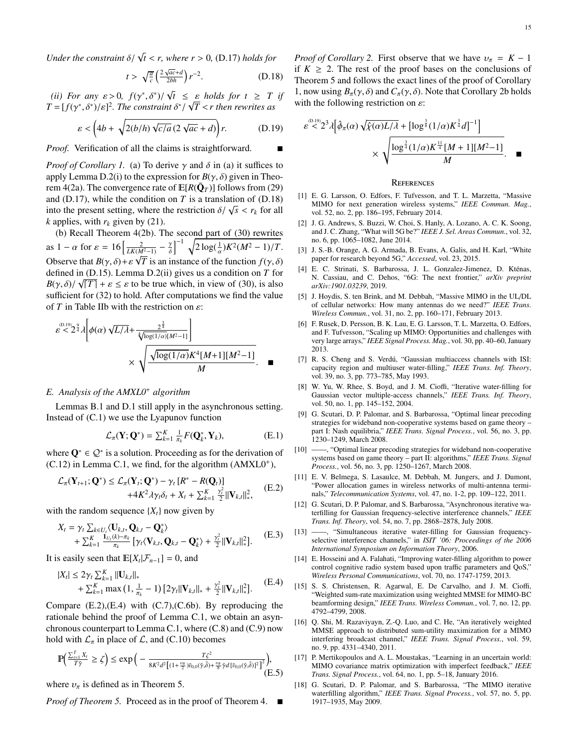*Under the constraint $\delta/\sqrt{t} < r$, where $r > 0$, (D.17) holds for*

$$t > \sqrt{\tfrac{a}{c}}\left(\tfrac{2\sqrt{ac}+d}{2bh}\right)r^{-2}. \tag{D.18}$$

*(ii) For any $\varepsilon > 0$, $f(\gamma^*, \delta^*)/\sqrt{t} \le \varepsilon$ holds for $t \ge T$ if $T = [f(\gamma^*, \delta^*)/\varepsilon]^2$. The constraint $\delta^*/\sqrt{T} < r$ then rewrites as*

$$\varepsilon < \left(4b + \sqrt{2(b/h)\sqrt{c/a}\,(2\sqrt{ac}+d)}\right)r. \tag{D.19}$$

*Proof.* Verification of all the claims is straightforward. ■

*Proof of Corollary 1.* (a) To derive $\gamma$ and $\delta$ in (a) it suffices to apply Lemma D.2(i) to the expression for $B(\gamma, \delta)$ given in Theorem 4(2a). The convergence rate of $\mathbb{E}[R(\bar{\mathbf{Q}}_T)]$ follows from (29) and (D.17), while the condition on $T$ is a translation of (D.18) into the present setting, where the restriction $\delta/\sqrt{s} < r_k$ for all $k$ applies, with $r_k$ given by (21).

(b) Recall Theorem 4(2b). The second part of (30) rewrites as $1 - \alpha$ for $\varepsilon = 16\left[\frac{2}{LK(M^2-1)} - \frac{\gamma}{\delta}\right]^{-1}\sqrt{2\log(\frac{1}{\alpha})K^2(M^2-1)/T}$. Observe that $B(\gamma,\delta)+\varepsilon\sqrt{T}$ is an instance of the function $f(\gamma,\delta)$ defined in (D.15). Lemma D.2(ii) gives us a condition on $T$ for $B(\gamma,\delta)/\sqrt{\lceil T\rceil} + \varepsilon \le \varepsilon$ to be true which, in view of (30), is also sufficient for (32) to hold. After computations we find the value of $T$ in Table IIb with the restriction on $\varepsilon$:

$$\varepsilon \overset{\text{(D.19)}}{<} 2^{\frac{9}{4}}\lambda\left[\phi(\alpha)\sqrt{L/\lambda} + \frac{2^{\frac{3}{4}}}{\sqrt[4]{\log(1/\alpha)[M^2-1]}}\right] \times \sqrt{\frac{\sqrt{\log(1/\alpha)}K^4[M+1][M^2-1]}{M}}. \quad ■$$

### E. Analysis of the AMXL0$^+$ algorithm

Lemmas B.1 and D.1 still apply in the asynchronous setting. Instead of (C.1) we use the Lyapunov function

$$\mathcal{L}_\pi(\mathbf{Y};\mathbf{Q}^*) = \textstyle\sum_{k=1}^K \frac{1}{\pi_k} F(\mathbf{Q}_k^*, \mathbf{Y}_k), \tag{E.1}$$

where $\mathbf{Q}^* \in \mathcal{Q}^*$ is a solution. Proceeding as for the derivation of (C.12) in Lemma C.1, we find, for the algorithm (AMXL0$^+$),

$$\begin{aligned}\mathcal{L}_\pi(\mathbf{Y}_{t+1};\mathbf{Q}^*) \le \mathcal{L}_\pi(\mathbf{Y}_t;\mathbf{Q}^*) - \gamma_t\,[R^* - R(\mathbf{Q}_t)] \\ +4K^2\lambda\gamma_t\delta_t + X_t + \textstyle\sum_{k=1}^K \frac{\gamma_t^2}{2}\|\mathbf{V}_{k,t}\|_*^2,\end{aligned} \tag{E.2}$$

with the random sequence $\{X_t\}$ now given by

$$\begin{aligned}X_t = \gamma_t \textstyle\sum_{k\in U_t}\langle \mathbf{U}_{k,t}, \mathbf{Q}_{k,t} - \mathbf{Q}_k^*\rangle \\ + \textstyle\sum_{k=1}^K \frac{\mathbf{1}_{U_t}(k)-\pi_k}{\pi_k}\left[\gamma_t\langle \mathbf{V}_{k,t}, \mathbf{Q}_{k,t} - \mathbf{Q}_k^*\rangle + \frac{\gamma_t^2}{2}\|\mathbf{V}_{k,t}\|_*^2\right].\end{aligned} \tag{E.3}$$

It is easily seen that $\mathbb{E}[X_t|\mathcal{F}_{n-1}] = 0$, and

$$\begin{aligned}|X_t| \le 2\gamma_t \textstyle\sum_{k=1}^K \|\mathbf{U}_{k,t}\|_* \\ + \textstyle\sum_{k=1}^K \max\left(1, \frac{1}{\pi_k} - 1\right)\left[2\gamma_t\|\mathbf{V}_{k,t}\|_* + \frac{\gamma_t^2}{2}\|\mathbf{V}_{k,t}\|_*^2\right].\end{aligned} \tag{E.4}$$

Compare (E.2),(E.4) with (C.7),(C.6b). By reproducing the rationale behind the proof of Lemma C.1, we obtain an asynchronous counterpart to Lemma C.1, where (C.8) and (C.9) now hold with $\mathcal{L}_\pi$ in place of $\mathcal{L}$, and (C.10) becomes

$$\mathbb{P}\left(\frac{\sum_{t=1}^T X_t}{T\tilde{\gamma}} \ge \zeta\right) \le \exp\left(-\frac{T\zeta^2}{8K^2d^2\left[(1+\frac{\upsilon_\pi}{2})\bar{v}_{0,0}(\tilde{\gamma},\tilde{\delta}) + \frac{\upsilon_\pi}{8}\tilde{\gamma}d\,[\bar{v}_{0,0}(\tilde{\gamma},\tilde{\delta})]^2\right]^2}\right), \tag{E.5}$$

where $\upsilon_\pi$ is defined as in Theorem 5.

*Proof of Theorem 5.* Proceed as in the proof of Theorem 4. ■

*Proof of Corollary 2.* First observe that we have $\upsilon_\pi = K - 1$ if $K \ge 2$. The rest of the proof bases on the conclusions of Theorem 5 and follows the exact lines of the proof of Corollary 1, now using $B_\pi(\gamma,\delta)$ and $C_\pi(\gamma,\delta)$. Note that Corollary 2b holds with the following restriction on $\varepsilon$:

$$\varepsilon \overset{\text{(D.19)}}{<} 2^3\lambda\left[\hat{\phi}_\pi(\alpha)\sqrt{\hat{\chi}(\alpha)L/\lambda} + \left[\log^{\frac{3}{8}}(1/\alpha)K^{\frac{3}{4}}d\right]^{-1}\right] \times \sqrt{\frac{\log^{\frac{3}{4}}(1/\alpha)K^{\frac{11}{4}}[M+1][M^2-1]}{M}}. \quad ■$$

## References

[1] E. G. Larsson, O. Edfors, F. Tufvesson, and T. L. Marzetta, "Massive MIMO for next generation wireless systems," *IEEE Commun. Mag.*, vol. 52, no. 2, pp. 186–195, February 2014.

[2] J. G. Andrews, S. Buzzi, W. Choi, S. Hanly, A. Lozano, A. C. K. Soong, and J. C. Zhang, "What will 5G be?" *IEEE J. Sel. Areas Commun.*, vol. 32, no. 6, pp. 1065–1082, June 2014.

[3] J. S.-B. Orange, A. G. Armada, B. Evans, A. Galis, and H. Karl, "White paper for research beyond 5G," *Accessed*, vol. 23, 2015.

[4] E. C. Strinati, S. Barbarossa, J. L. Gonzalez-Jimenez, D. Kténas, N. Cassiau, and C. Dehos, "6G: The next frontier," *arXiv preprint arXiv:1901.03239*, 2019.

[5] J. Hoydis, S. ten Brink, and M. Debbah, "Massive MIMO in the UL/DL of cellular networks: How many antennas do we need?" *IEEE Trans. Wireless Commun.*, vol. 31, no. 2, pp. 160–171, February 2013.

[6] F. Rusek, D. Persson, B. K. Lau, E. G. Larsson, T. L. Marzetta, O. Edfors, and F. Tufvesson, "Scaling up MIMO: Opportunities and challenges with very large arrays," *IEEE Signal Process. Mag.*, vol. 30, pp. 40–60, January 2013.

[7] R. S. Cheng and S. Verdú, "Gaussian multiaccess channels with ISI: capacity region and multiuser water-filling," *IEEE Trans. Inf. Theory*, vol. 39, no. 3, pp. 773–785, May 1993.

[8] W. Yu, W. Rhee, S. Boyd, and J. M. Cioffi, "Iterative water-filling for Gaussian vector multiple-access channels," *IEEE Trans. Inf. Theory*, vol. 50, no. 1, pp. 145–152, 2004.

[9] G. Scutari, D. P. Palomar, and S. Barbarossa, "Optimal linear precoding strategies for wideband non-cooperative systems based on game theory – part I: Nash equilibria," *IEEE Trans. Signal Process.*, vol. 56, no. 3, pp. 1230–1249, March 2008.

[10] ——, "Optimal linear precoding strategies for wideband non-cooperative systems based on game theory – part II: algorithms," *IEEE Trans. Signal Process.*, vol. 56, no. 3, pp. 1250–1267, March 2008.

[11] E. V. Belmega, S. Lasaulce, M. Debbah, M. Jungers, and J. Dumont, "Power allocation games in wireless networks of multi-antenna terminals," *Telecommunication Systems*, vol. 47, no. 1-2, pp. 109–122, 2011.

[12] G. Scutari, D. P. Palomar, and S. Barbarossa, "Asynchronous iterative waterfilling for Gaussian frequency-selective interference channels," *IEEE Trans. Inf. Theory*, vol. 54, no. 7, pp. 2868–2878, July 2008.

[13] ——, "Simultaneous iterative water-filling for Gaussian frequency-selective interference channels," in *ISIT '06: Proceedings of the 2006 International Symposium on Information Theory*, 2006.

[14] E. Hosseini and A. Falahati, "Improving water-filling algorithm to power control cognitive radio system based upon traffic parameters and QoS," *Wireless Personal Communications*, vol. 70, no. 4, pp. 1747-1759, 2013.

[15] S. S. Christensen, R. Agarwal, E. De Carvalho, and J. M. Cioffi, "Weighted sum-rate maximization using weighted MMSE for MIMO-BC beamforming design," *IEEE Trans. Wireless Commun.*, vol. 7, no. 12, pp. 4792–4799, 2008.

[16] Q. Shi, M. Razaviyayn, Z.-Q. Luo, and C. He, "An iteratively weighted MMSE approach to distributed sum-utility maximization for a MIMO interfering broadcast channel," *IEEE Trans. Signal Process.*, vol. 59, no. 9, pp. 4331–4340, 2011.

[17] P. Mertikopoulos and A. L. Moustakas, "Learning in an uncertain world: MIMO covariance matrix optimization with imperfect feedback," *IEEE Trans. Signal Process.*, vol. 64, no. 1, pp. 5–18, January 2016.

[18] G. Scutari, D. P. Palomar, and S. Barbarossa, "The MIMO iterative waterfilling algorithm," *IEEE Trans. Signal Process.*, vol. 57, no. 5, pp. 1917–1935, May 2009.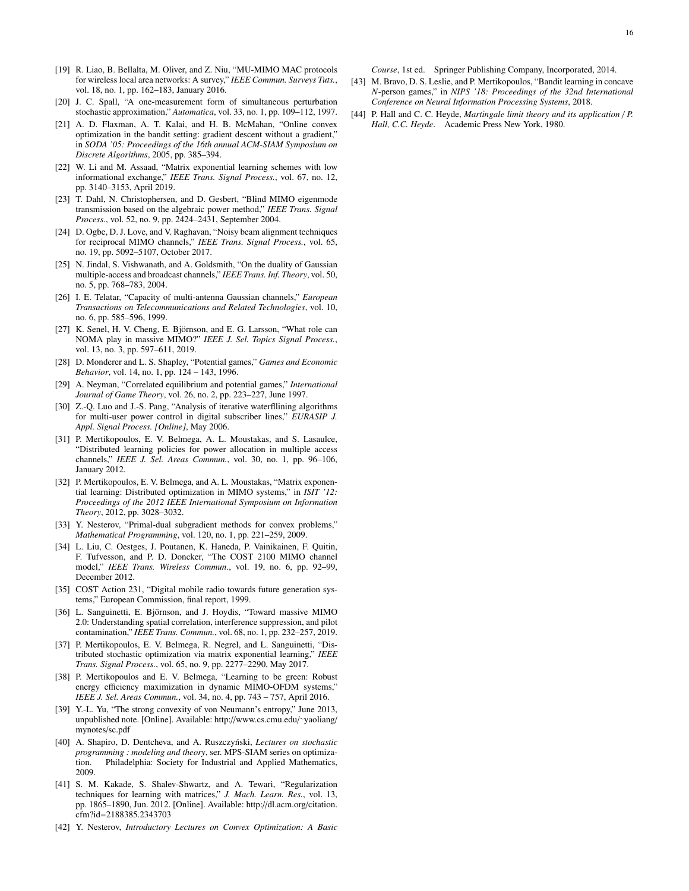[19] R. Liao, B. Bellalta, M. Oliver, and Z. Niu, "MU-MIMO MAC protocols for wireless local area networks: A survey," *IEEE Commun. Surveys Tuts.*, vol. 18, no. 1, pp. 162–183, January 2016.

[20] J. C. Spall, "A one-measurement form of simultaneous perturbation stochastic approximation," *Automatica*, vol. 33, no. 1, pp. 109–112, 1997.

[21] A. D. Flaxman, A. T. Kalai, and H. B. McMahan, "Online convex optimization in the bandit setting: gradient descent without a gradient," in *SODA '05: Proceedings of the 16th annual ACM-SIAM Symposium on Discrete Algorithms*, 2005, pp. 385–394.

[22] W. Li and M. Assaad, "Matrix exponential learning schemes with low informational exchange," *IEEE Trans. Signal Process.*, vol. 67, no. 12, pp. 3140–3153, April 2019.

[23] T. Dahl, N. Christophersen, and D. Gesbert, "Blind MIMO eigenmode transmission based on the algebraic power method," *IEEE Trans. Signal Process.*, vol. 52, no. 9, pp. 2424–2431, September 2004.

[24] D. Ogbe, D. J. Love, and V. Raghavan, "Noisy beam alignment techniques for reciprocal MIMO channels," *IEEE Trans. Signal Process.*, vol. 65, no. 19, pp. 5092–5107, October 2017.

[25] N. Jindal, S. Vishwanath, and A. Goldsmith, "On the duality of Gaussian multiple-access and broadcast channels," *IEEE Trans. Inf. Theory*, vol. 50, no. 5, pp. 768–783, 2004.

[26] I. E. Telatar, "Capacity of multi-antenna Gaussian channels," *European Transactions on Telecommunications and Related Technologies*, vol. 10, no. 6, pp. 585–596, 1999.

[27] K. Senel, H. V. Cheng, E. Björnson, and E. G. Larsson, "What role can NOMA play in massive MIMO?" *IEEE J. Sel. Topics Signal Process.*, vol. 13, no. 3, pp. 597–611, 2019.

[28] D. Monderer and L. S. Shapley, "Potential games," *Games and Economic Behavior*, vol. 14, no. 1, pp. 124 – 143, 1996.

[29] A. Neyman, "Correlated equilibrium and potential games," *International Journal of Game Theory*, vol. 26, no. 2, pp. 223–227, June 1997.

[30] Z.-Q. Luo and J.-S. Pang, "Analysis of iterative waterfllining algorithms for multi-user power control in digital subscriber lines," *EURASIP J. Appl. Signal Process. [Online]*, May 2006.

[31] P. Mertikopoulos, E. V. Belmega, A. L. Moustakas, and S. Lasaulce, "Distributed learning policies for power allocation in multiple access channels," *IEEE J. Sel. Areas Commun.*, vol. 30, no. 1, pp. 96–106, January 2012.

[32] P. Mertikopoulos, E. V. Belmega, and A. L. Moustakas, "Matrix exponential learning: Distributed optimization in MIMO systems," in *ISIT '12: Proceedings of the 2012 IEEE International Symposium on Information Theory*, 2012, pp. 3028–3032.

[33] Y. Nesterov, "Primal-dual subgradient methods for convex problems," *Mathematical Programming*, vol. 120, no. 1, pp. 221–259, 2009.

[34] L. Liu, C. Oestges, J. Poutanen, K. Haneda, P. Vainikainen, F. Quitin, F. Tufvesson, and P. D. Doncker, "The COST 2100 MIMO channel model," *IEEE Trans. Wireless Commun.*, vol. 19, no. 6, pp. 92–99, December 2012.

[35] COST Action 231, "Digital mobile radio towards future generation systems," European Commission, final report, 1999.

[36] L. Sanguinetti, E. Björnson, and J. Hoydis, "Toward massive MIMO 2.0: Understanding spatial correlation, interference suppression, and pilot contamination," *IEEE Trans. Commun.*, vol. 68, no. 1, pp. 232–257, 2019.

[37] P. Mertikopoulos, E. V. Belmega, R. Negrel, and L. Sanguinetti, "Distributed stochastic optimization via matrix exponential learning," *IEEE Trans. Signal Process.*, vol. 65, no. 9, pp. 2277–2290, May 2017.

[38] P. Mertikopoulos and E. V. Belmega, "Learning to be green: Robust energy efficiency maximization in dynamic MIMO-OFDM systems," *IEEE J. Sel. Areas Commun.*, vol. 34, no. 4, pp. 743 – 757, April 2016.

[39] Y.-L. Yu, "The strong convexity of von Neumann's entropy," June 2013, unpublished note. [Online]. Available: http://www.cs.cmu.edu/~yaoliang/mynotes/sc.pdf

[40] A. Shapiro, D. Dentcheva, and A. Ruszczyński, *Lectures on stochastic programming : modeling and theory*, ser. MPS-SIAM series on optimization. Philadelphia: Society for Industrial and Applied Mathematics, 2009.

[41] S. M. Kakade, S. Shalev-Shwartz, and A. Tewari, "Regularization techniques for learning with matrices," *J. Mach. Learn. Res.*, vol. 13, pp. 1865–1890, Jun. 2012. [Online]. Available: http://dl.acm.org/citation.cfm?id=2188385.2343703

[42] Y. Nesterov, *Introductory Lectures on Convex Optimization: A Basic Course*, 1st ed. Springer Publishing Company, Incorporated, 2014.

[43] M. Bravo, D. S. Leslie, and P. Mertikopoulos, "Bandit learning in concave $N$-person games," in *NIPS '18: Proceedings of the 32nd International Conference on Neural Information Processing Systems*, 2018.

[44] P. Hall and C. C. Heyde, *Martingale limit theory and its application / P. Hall, C.C. Heyde*. Academic Press New York, 1980.